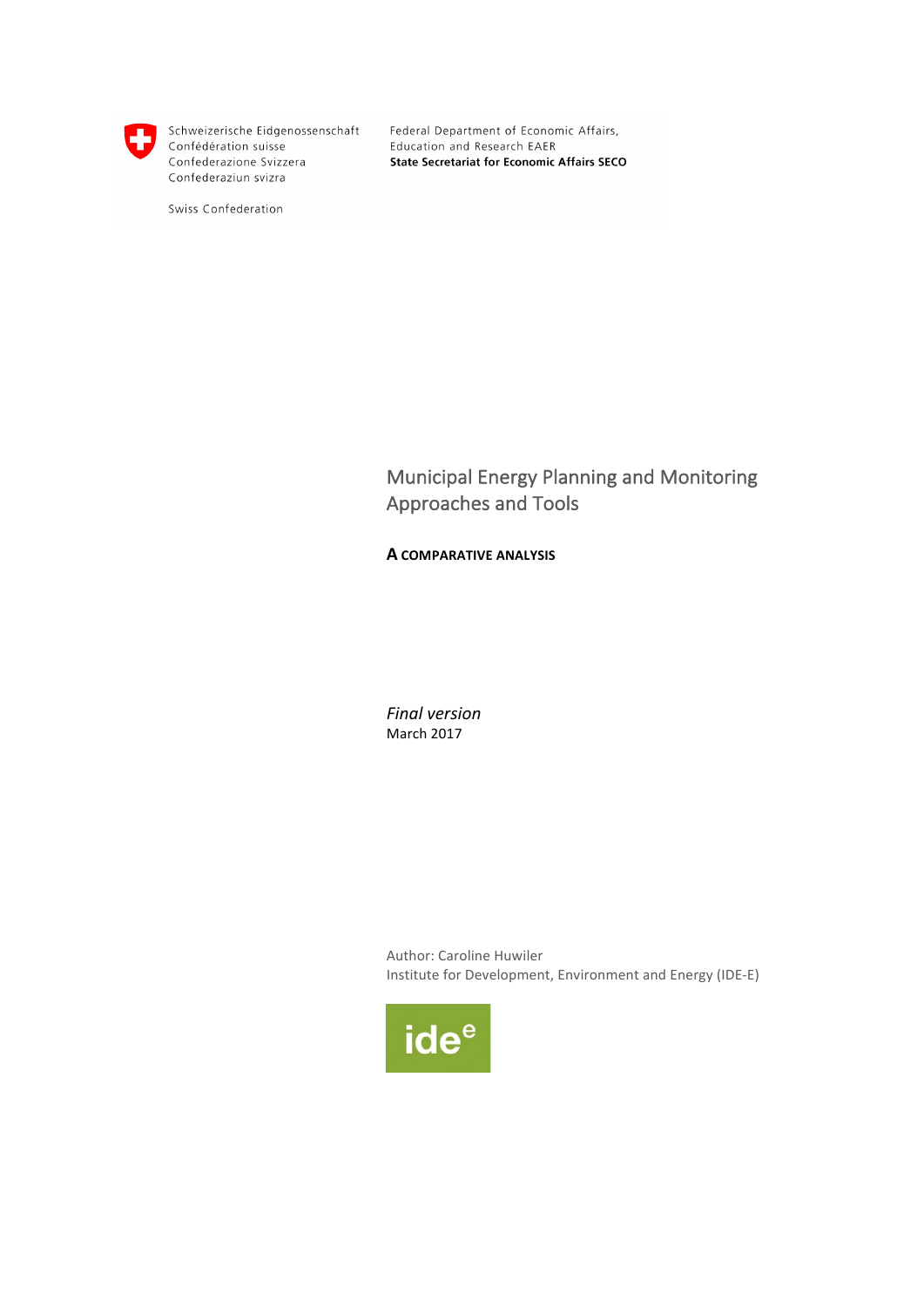Schweizerische Eidgenossenschaft
Confédération suisse
Confederazione Svizzera
Confederaziun svizra

Swiss Confederation

Federal Department of Economic Affairs,
Education and Research EAER
**State Secretariat for Economic Affairs SECO**

# Municipal Energy Planning and Monitoring Approaches and Tools

## A COMPARATIVE ANALYSIS

*Final version*
March 2017

Author: Caroline Huwiler
Institute for Development, Environment and Energy (IDE-E)

ide[e]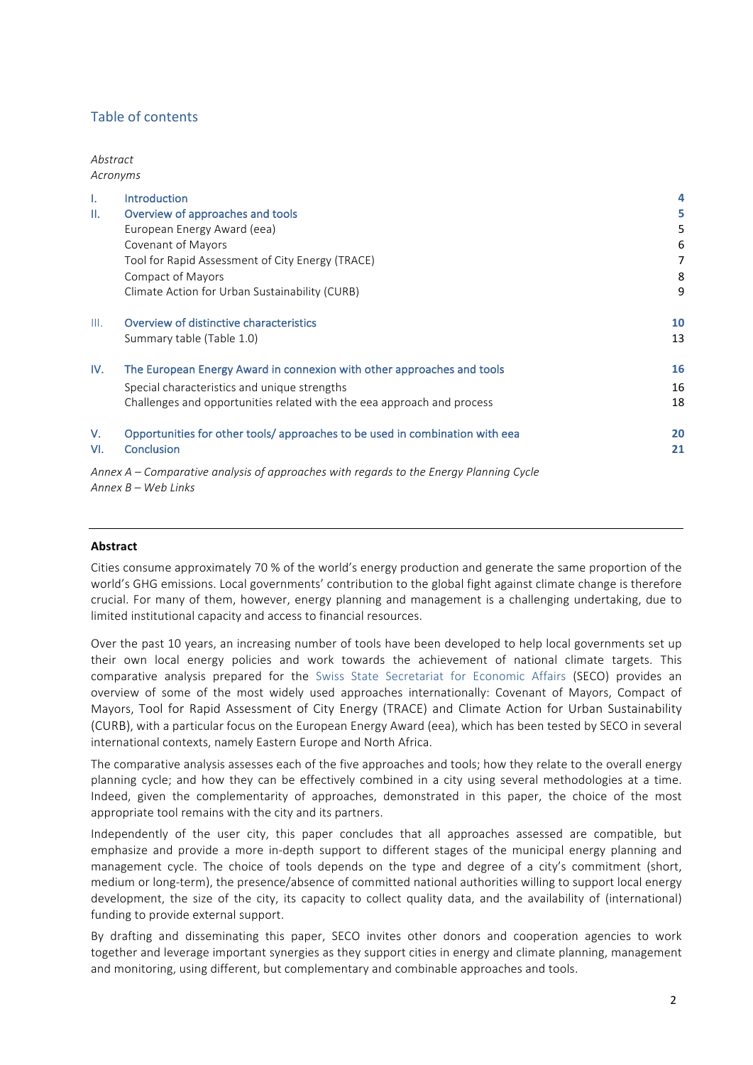## Table of contents

*Abstract*
*Acronyms*

| | | |
|---|---|---|
| I. | Introduction | 4 |
| II. | Overview of approaches and tools | 5 |
| | European Energy Award (eea) | 5 |
| | Covenant of Mayors | 6 |
| | Tool for Rapid Assessment of City Energy (TRACE) | 7 |
| | Compact of Mayors | 8 |
| | Climate Action for Urban Sustainability (CURB) | 9 |
| III. | Overview of distinctive characteristics | 10 |
| | Summary table (Table 1.0) | 13 |
| IV. | The European Energy Award in connexion with other approaches and tools | 16 |
| | Special characteristics and unique strengths | 16 |
| | Challenges and opportunities related with the eea approach and process | 18 |
| V. | Opportunities for other tools/ approaches to be used in combination with eea | 20 |
| VI. | Conclusion | 21 |

*Annex A – Comparative analysis of approaches with regards to the Energy Planning Cycle*
*Annex B – Web Links*

---

**Abstract**

Cities consume approximately 70 % of the world's energy production and generate the same proportion of the world's GHG emissions. Local governments' contribution to the global fight against climate change is therefore crucial. For many of them, however, energy planning and management is a challenging undertaking, due to limited institutional capacity and access to financial resources.

Over the past 10 years, an increasing number of tools have been developed to help local governments set up their own local energy policies and work towards the achievement of national climate targets. This comparative analysis prepared for the Swiss State Secretariat for Economic Affairs (SECO) provides an overview of some of the most widely used approaches internationally: Covenant of Mayors, Compact of Mayors, Tool for Rapid Assessment of City Energy (TRACE) and Climate Action for Urban Sustainability (CURB), with a particular focus on the European Energy Award (eea), which has been tested by SECO in several international contexts, namely Eastern Europe and North Africa.

The comparative analysis assesses each of the five approaches and tools; how they relate to the overall energy planning cycle; and how they can be effectively combined in a city using several methodologies at a time. Indeed, given the complementarity of approaches, demonstrated in this paper, the choice of the most appropriate tool remains with the city and its partners.

Independently of the user city, this paper concludes that all approaches assessed are compatible, but emphasize and provide a more in-depth support to different stages of the municipal energy planning and management cycle. The choice of tools depends on the type and degree of a city's commitment (short, medium or long-term), the presence/absence of committed national authorities willing to support local energy development, the size of the city, its capacity to collect quality data, and the availability of (international) funding to provide external support.

By drafting and disseminating this paper, SECO invites other donors and cooperation agencies to work together and leverage important synergies as they support cities in energy and climate planning, management and monitoring, using different, but complementary and combinable approaches and tools.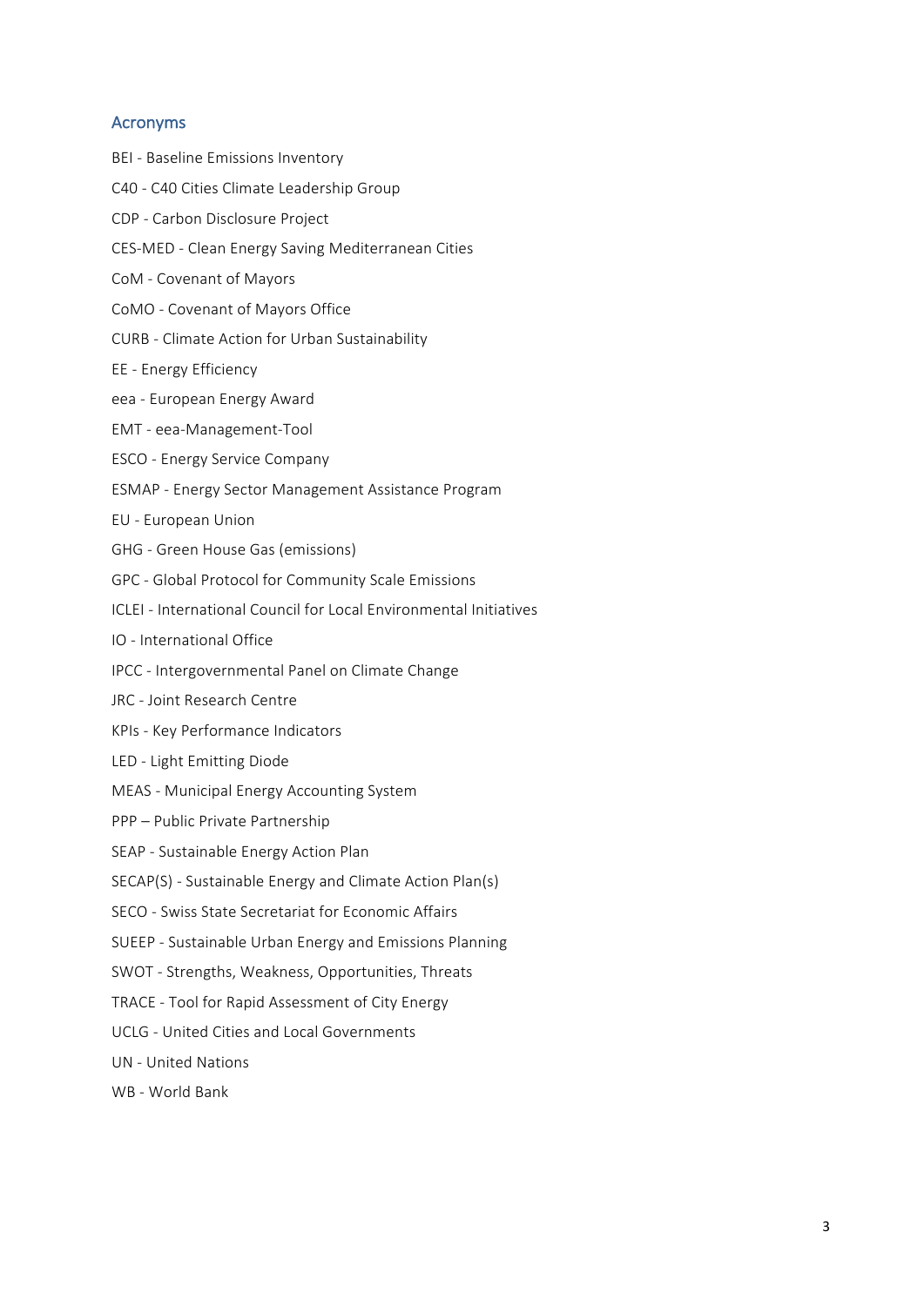## Acronyms

BEI - Baseline Emissions Inventory

C40 - C40 Cities Climate Leadership Group

CDP - Carbon Disclosure Project

CES-MED - Clean Energy Saving Mediterranean Cities

CoM - Covenant of Mayors

CoMO - Covenant of Mayors Office

CURB - Climate Action for Urban Sustainability

EE - Energy Efficiency

eea - European Energy Award

EMT - eea-Management-Tool

ESCO - Energy Service Company

ESMAP - Energy Sector Management Assistance Program

EU - European Union

GHG - Green House Gas (emissions)

GPC - Global Protocol for Community Scale Emissions

ICLEI - International Council for Local Environmental Initiatives

IO - International Office

IPCC - Intergovernmental Panel on Climate Change

JRC - Joint Research Centre

KPIs - Key Performance Indicators

LED - Light Emitting Diode

MEAS - Municipal Energy Accounting System

PPP – Public Private Partnership

SEAP - Sustainable Energy Action Plan

SECAP(S) - Sustainable Energy and Climate Action Plan(s)

SECO - Swiss State Secretariat for Economic Affairs

SUEEP - Sustainable Urban Energy and Emissions Planning

SWOT - Strengths, Weakness, Opportunities, Threats

TRACE - Tool for Rapid Assessment of City Energy

UCLG - United Cities and Local Governments

UN - United Nations

WB - World Bank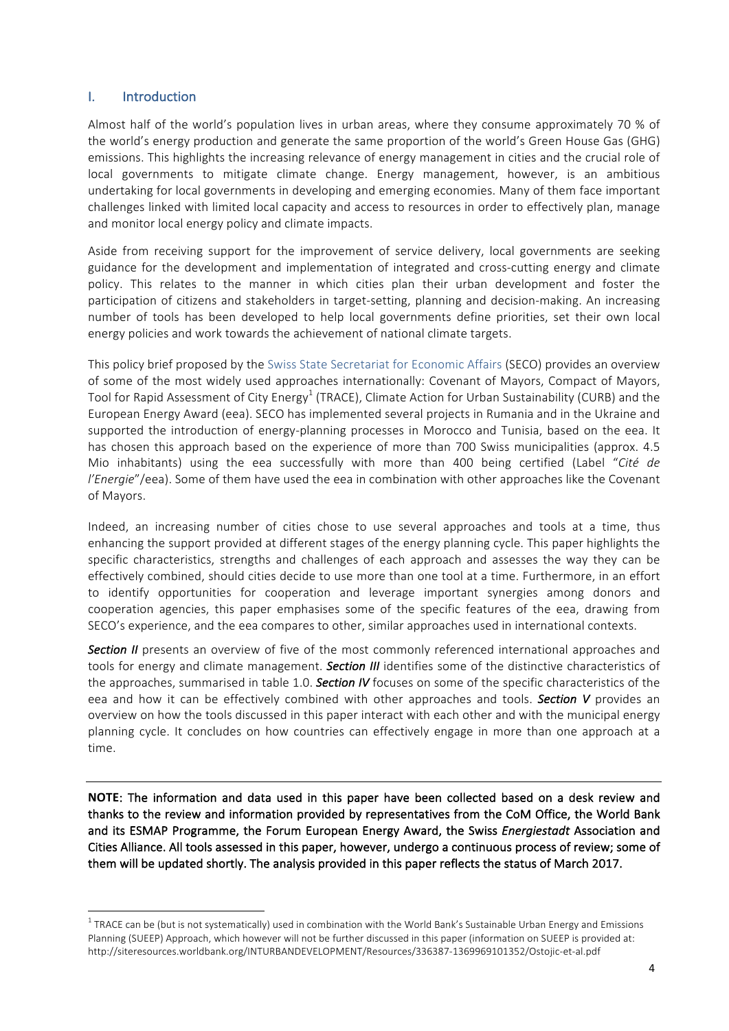## I. Introduction

Almost half of the world's population lives in urban areas, where they consume approximately 70 % of the world's energy production and generate the same proportion of the world's Green House Gas (GHG) emissions. This highlights the increasing relevance of energy management in cities and the crucial role of local governments to mitigate climate change. Energy management, however, is an ambitious undertaking for local governments in developing and emerging economies. Many of them face important challenges linked with limited local capacity and access to resources in order to effectively plan, manage and monitor local energy policy and climate impacts.

Aside from receiving support for the improvement of service delivery, local governments are seeking guidance for the development and implementation of integrated and cross-cutting energy and climate policy. This relates to the manner in which cities plan their urban development and foster the participation of citizens and stakeholders in target-setting, planning and decision-making. An increasing number of tools has been developed to help local governments define priorities, set their own local energy policies and work towards the achievement of national climate targets.

This policy brief proposed by the Swiss State Secretariat for Economic Affairs (SECO) provides an overview of some of the most widely used approaches internationally: Covenant of Mayors, Compact of Mayors, Tool for Rapid Assessment of City Energy[1] (TRACE), Climate Action for Urban Sustainability (CURB) and the European Energy Award (eea). SECO has implemented several projects in Rumania and in the Ukraine and supported the introduction of energy-planning processes in Morocco and Tunisia, based on the eea. It has chosen this approach based on the experience of more than 700 Swiss municipalities (approx. 4.5 Mio inhabitants) using the eea successfully with more than 400 being certified (Label "*Cité de l'Energie*"/eea). Some of them have used the eea in combination with other approaches like the Covenant of Mayors.

Indeed, an increasing number of cities chose to use several approaches and tools at a time, thus enhancing the support provided at different stages of the energy planning cycle. This paper highlights the specific characteristics, strengths and challenges of each approach and assesses the way they can be effectively combined, should cities decide to use more than one tool at a time. Furthermore, in an effort to identify opportunities for cooperation and leverage important synergies among donors and cooperation agencies, this paper emphasises some of the specific features of the eea, drawing from SECO's experience, and the eea compares to other, similar approaches used in international contexts.

***Section II*** presents an overview of five of the most commonly referenced international approaches and tools for energy and climate management. ***Section III*** identifies some of the distinctive characteristics of the approaches, summarised in table 1.0. ***Section IV*** focuses on some of the specific characteristics of the eea and how it can be effectively combined with other approaches and tools. ***Section V*** provides an overview on how the tools discussed in this paper interact with each other and with the municipal energy planning cycle. It concludes on how countries can effectively engage in more than one approach at a time.

---

**NOTE: The information and data used in this paper have been collected based on a desk review and thanks to the review and information provided by representatives from the CoM Office, the World Bank and its ESMAP Programme, the Forum European Energy Award, the Swiss *Energiestadt* Association and Cities Alliance. All tools assessed in this paper, however, undergo a continuous process of review; some of them will be updated shortly. The analysis provided in this paper reflects the status of March 2017.**

---

[1] TRACE can be (but is not systematically) used in combination with the World Bank's Sustainable Urban Energy and Emissions Planning (SUEEP) Approach, which however will not be further discussed in this paper (information on SUEEP is provided at: http://siteresources.worldbank.org/INTURBANDEVELOPMENT/Resources/336387-1369969101352/Ostojic-et-al.pdf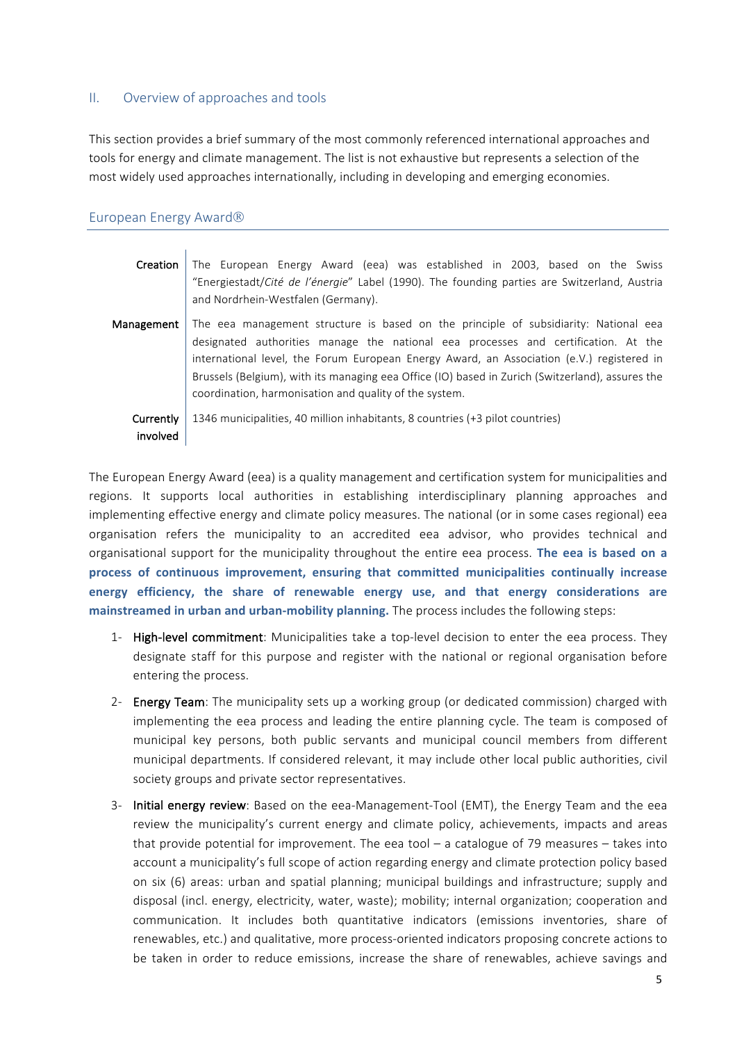## II. Overview of approaches and tools

This section provides a brief summary of the most commonly referenced international approaches and tools for energy and climate management. The list is not exhaustive but represents a selection of the most widely used approaches internationally, including in developing and emerging economies.

### European Energy Award®

| | |
|---|---|
| **Creation** | The European Energy Award (eea) was established in 2003, based on the Swiss "Energiestadt/*Cité de l'énergie*" Label (1990). The founding parties are Switzerland, Austria and Nordrhein-Westfalen (Germany). |
| **Management** | The eea management structure is based on the principle of subsidiarity: National eea designated authorities manage the national eea processes and certification. At the international level, the Forum European Energy Award, an Association (e.V.) registered in Brussels (Belgium), with its managing eea Office (IO) based in Zurich (Switzerland), assures the coordination, harmonisation and quality of the system. |
| **Currently involved** | 1346 municipalities, 40 million inhabitants, 8 countries (+3 pilot countries) |

The European Energy Award (eea) is a quality management and certification system for municipalities and regions. It supports local authorities in establishing interdisciplinary planning approaches and implementing effective energy and climate policy measures. The national (or in some cases regional) eea organisation refers the municipality to an accredited eea advisor, who provides technical and organisational support for the municipality throughout the entire eea process. **The eea is based on a process of continuous improvement, ensuring that committed municipalities continually increase energy efficiency, the share of renewable energy use, and that energy considerations are mainstreamed in urban and urban-mobility planning.** The process includes the following steps:

1- **High-level commitment**: Municipalities take a top-level decision to enter the eea process. They designate staff for this purpose and register with the national or regional organisation before entering the process.

2- **Energy Team**: The municipality sets up a working group (or dedicated commission) charged with implementing the eea process and leading the entire planning cycle. The team is composed of municipal key persons, both public servants and municipal council members from different municipal departments. If considered relevant, it may include other local public authorities, civil society groups and private sector representatives.

3- **Initial energy review**: Based on the eea-Management-Tool (EMT), the Energy Team and the eea review the municipality's current energy and climate policy, achievements, impacts and areas that provide potential for improvement. The eea tool – a catalogue of 79 measures – takes into account a municipality's full scope of action regarding energy and climate protection policy based on six (6) areas: urban and spatial planning; municipal buildings and infrastructure; supply and disposal (incl. energy, electricity, water, waste); mobility; internal organization; cooperation and communication. It includes both quantitative indicators (emissions inventories, share of renewables, etc.) and qualitative, more process-oriented indicators proposing concrete actions to be taken in order to reduce emissions, increase the share of renewables, achieve savings and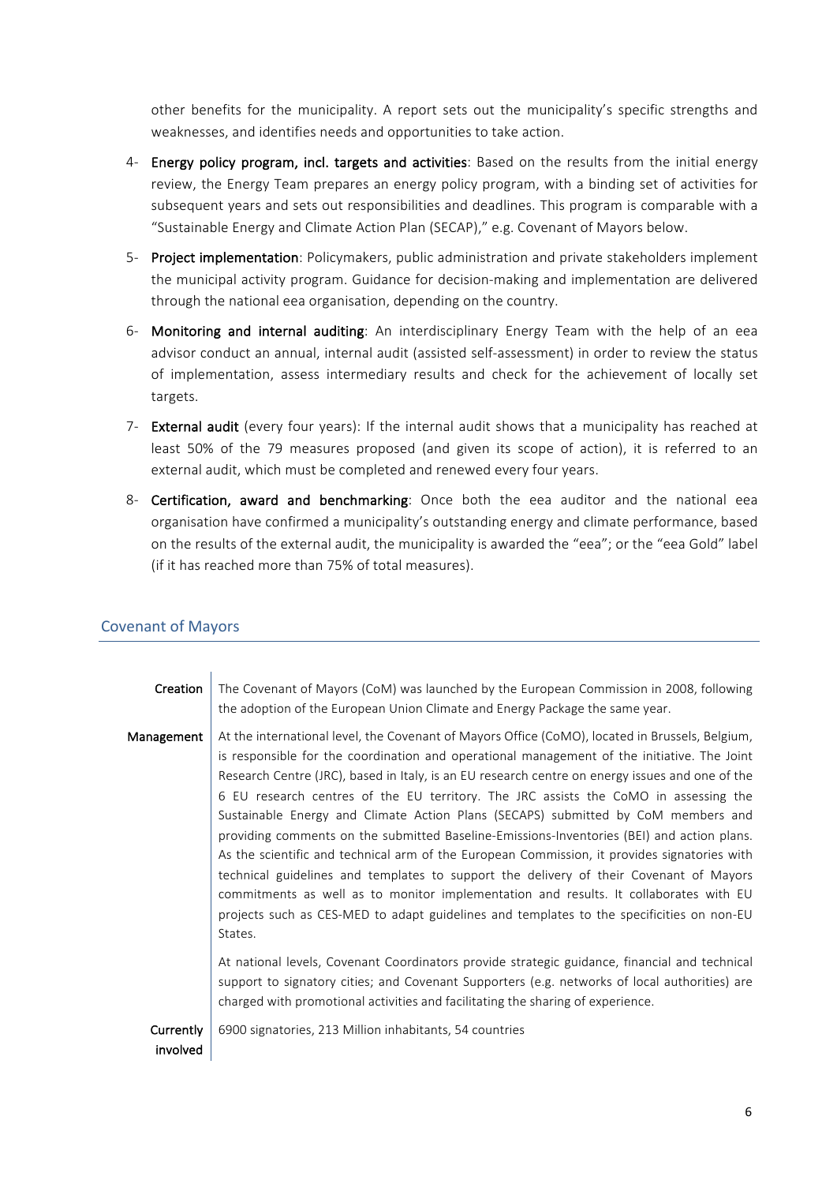other benefits for the municipality. A report sets out the municipality's specific strengths and weaknesses, and identifies needs and opportunities to take action.

4- **Energy policy program, incl. targets and activities**: Based on the results from the initial energy review, the Energy Team prepares an energy policy program, with a binding set of activities for subsequent years and sets out responsibilities and deadlines. This program is comparable with a "Sustainable Energy and Climate Action Plan (SECAP)," e.g. Covenant of Mayors below.

5- **Project implementation**: Policymakers, public administration and private stakeholders implement the municipal activity program. Guidance for decision-making and implementation are delivered through the national eea organisation, depending on the country.

6- **Monitoring and internal auditing**: An interdisciplinary Energy Team with the help of an eea advisor conduct an annual, internal audit (assisted self-assessment) in order to review the status of implementation, assess intermediary results and check for the achievement of locally set targets.

7- **External audit** (every four years): If the internal audit shows that a municipality has reached at least 50% of the 79 measures proposed (and given its scope of action), it is referred to an external audit, which must be completed and renewed every four years.

8- **Certification, award and benchmarking**: Once both the eea auditor and the national eea organisation have confirmed a municipality's outstanding energy and climate performance, based on the results of the external audit, the municipality is awarded the "eea"; or the "eea Gold" label (if it has reached more than 75% of total measures).

## Covenant of Mayors

| | |
|---|---|
| **Creation** | The Covenant of Mayors (CoM) was launched by the European Commission in 2008, following the adoption of the European Union Climate and Energy Package the same year. |
| **Management** | At the international level, the Covenant of Mayors Office (CoMO), located in Brussels, Belgium, is responsible for the coordination and operational management of the initiative. The Joint Research Centre (JRC), based in Italy, is an EU research centre on energy issues and one of the 6 EU research centres of the EU territory. The JRC assists the CoMO in assessing the Sustainable Energy and Climate Action Plans (SECAPS) submitted by CoM members and providing comments on the submitted Baseline-Emissions-Inventories (BEI) and action plans. As the scientific and technical arm of the European Commission, it provides signatories with technical guidelines and templates to support the delivery of their Covenant of Mayors commitments as well as to monitor implementation and results. It collaborates with EU projects such as CES-MED to adapt guidelines and templates to the specificities on non-EU States.<br><br>At national levels, Covenant Coordinators provide strategic guidance, financial and technical support to signatory cities; and Covenant Supporters (e.g. networks of local authorities) are charged with promotional activities and facilitating the sharing of experience. |
| **Currently involved** | 6900 signatories, 213 Million inhabitants, 54 countries |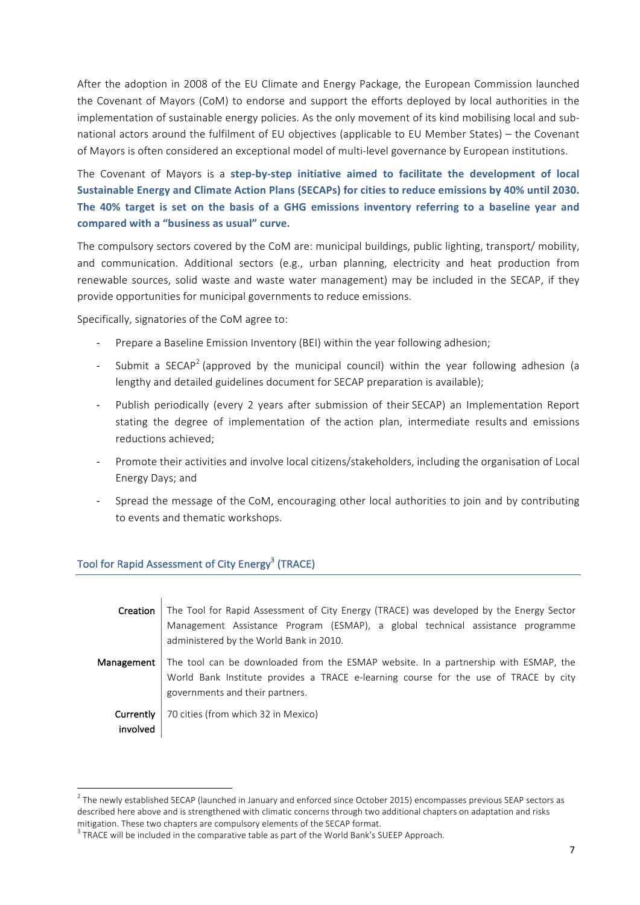After the adoption in 2008 of the EU Climate and Energy Package, the European Commission launched the Covenant of Mayors (CoM) to endorse and support the efforts deployed by local authorities in the implementation of sustainable energy policies. As the only movement of its kind mobilising local and sub-national actors around the fulfilment of EU objectives (applicable to EU Member States) – the Covenant of Mayors is often considered an exceptional model of multi-level governance by European institutions.

The Covenant of Mayors is a **step-by-step initiative aimed to facilitate the development of local Sustainable Energy and Climate Action Plans (SECAPs) for cities to reduce emissions by 40% until 2030. The 40% target is set on the basis of a GHG emissions inventory referring to a baseline year and compared with a "business as usual" curve.**

The compulsory sectors covered by the CoM are: municipal buildings, public lighting, transport/ mobility, and communication. Additional sectors (e.g., urban planning, electricity and heat production from renewable sources, solid waste and waste water management) may be included in the SECAP, if they provide opportunities for municipal governments to reduce emissions.

Specifically, signatories of the CoM agree to:

- Prepare a Baseline Emission Inventory (BEI) within the year following adhesion;
- Submit a SECAP[2] (approved by the municipal council) within the year following adhesion (a lengthy and detailed guidelines document for SECAP preparation is available);
- Publish periodically (every 2 years after submission of their SECAP) an Implementation Report stating the degree of implementation of the action plan, intermediate results and emissions reductions achieved;
- Promote their activities and involve local citizens/stakeholders, including the organisation of Local Energy Days; and
- Spread the message of the CoM, encouraging other local authorities to join and by contributing to events and thematic workshops.

## Tool for Rapid Assessment of City Energy[3] (TRACE)

| | |
|---|---|
| **Creation** | The Tool for Rapid Assessment of City Energy (TRACE) was developed by the Energy Sector Management Assistance Program (ESMAP), a global technical assistance programme administered by the World Bank in 2010. |
| **Management** | The tool can be downloaded from the ESMAP website. In a partnership with ESMAP, the World Bank Institute provides a TRACE e-learning course for the use of TRACE by city governments and their partners. |
| **Currently involved** | 70 cities (from which 32 in Mexico) |

[2] The newly established SECAP (launched in January and enforced since October 2015) encompasses previous SEAP sectors as described here above and is strengthened with climatic concerns through two additional chapters on adaptation and risks mitigation. These two chapters are compulsory elements of the SECAP format.

[3] TRACE will be included in the comparative table as part of the World Bank's SUEEP Approach.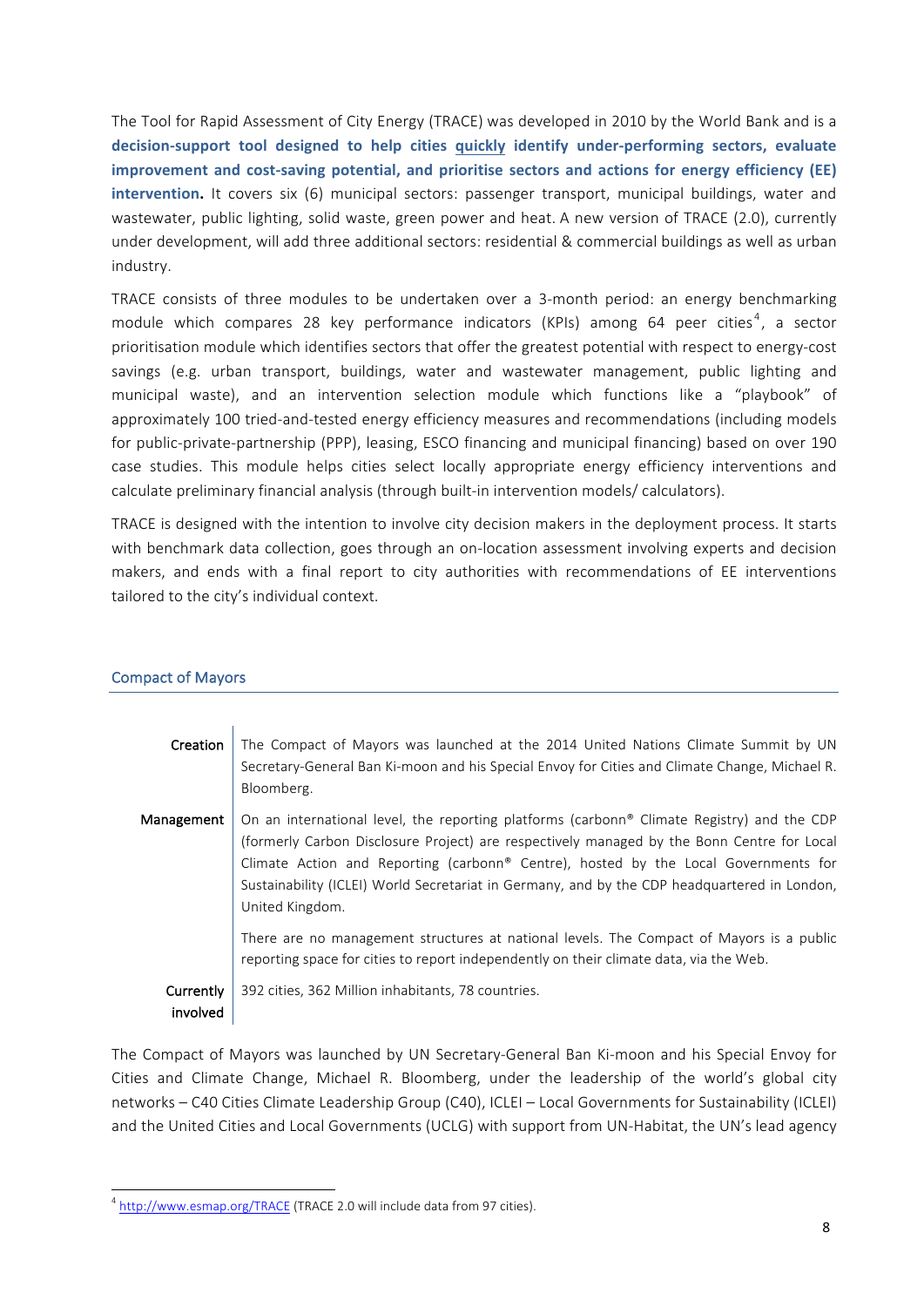The Tool for Rapid Assessment of City Energy (TRACE) was developed in 2010 by the World Bank and is a **decision-support tool designed to help cities quickly identify under-performing sectors, evaluate improvement and cost-saving potential, and prioritise sectors and actions for energy efficiency (EE) intervention.** It covers six (6) municipal sectors: passenger transport, municipal buildings, water and wastewater, public lighting, solid waste, green power and heat. A new version of TRACE (2.0), currently under development, will add three additional sectors: residential & commercial buildings as well as urban industry.

TRACE consists of three modules to be undertaken over a 3-month period: an energy benchmarking module which compares 28 key performance indicators (KPIs) among 64 peer cities[4], a sector prioritisation module which identifies sectors that offer the greatest potential with respect to energy-cost savings (e.g. urban transport, buildings, water and wastewater management, public lighting and municipal waste), and an intervention selection module which functions like a "playbook" of approximately 100 tried-and-tested energy efficiency measures and recommendations (including models for public-private-partnership (PPP), leasing, ESCO financing and municipal financing) based on over 190 case studies. This module helps cities select locally appropriate energy efficiency interventions and calculate preliminary financial analysis (through built-in intervention models/ calculators).

TRACE is designed with the intention to involve city decision makers in the deployment process. It starts with benchmark data collection, goes through an on-location assessment involving experts and decision makers, and ends with a final report to city authorities with recommendations of EE interventions tailored to the city's individual context.

## Compact of Mayors

| | |
|---|---|
| **Creation** | The Compact of Mayors was launched at the 2014 United Nations Climate Summit by UN Secretary-General Ban Ki-moon and his Special Envoy for Cities and Climate Change, Michael R. Bloomberg. |
| **Management** | On an international level, the reporting platforms (carbonn® Climate Registry) and the CDP (formerly Carbon Disclosure Project) are respectively managed by the Bonn Centre for Local Climate Action and Reporting (carbonn® Centre), hosted by the Local Governments for Sustainability (ICLEI) World Secretariat in Germany, and by the CDP headquartered in London, United Kingdom.<br><br>There are no management structures at national levels. The Compact of Mayors is a public reporting space for cities to report independently on their climate data, via the Web. |
| **Currently involved** | 392 cities, 362 Million inhabitants, 78 countries. |

The Compact of Mayors was launched by UN Secretary-General Ban Ki-moon and his Special Envoy for Cities and Climate Change, Michael R. Bloomberg, under the leadership of the world's global city networks – C40 Cities Climate Leadership Group (C40), ICLEI – Local Governments for Sustainability (ICLEI) and the United Cities and Local Governments (UCLG) with support from UN-Habitat, the UN's lead agency

[4] http://www.esmap.org/TRACE (TRACE 2.0 will include data from 97 cities).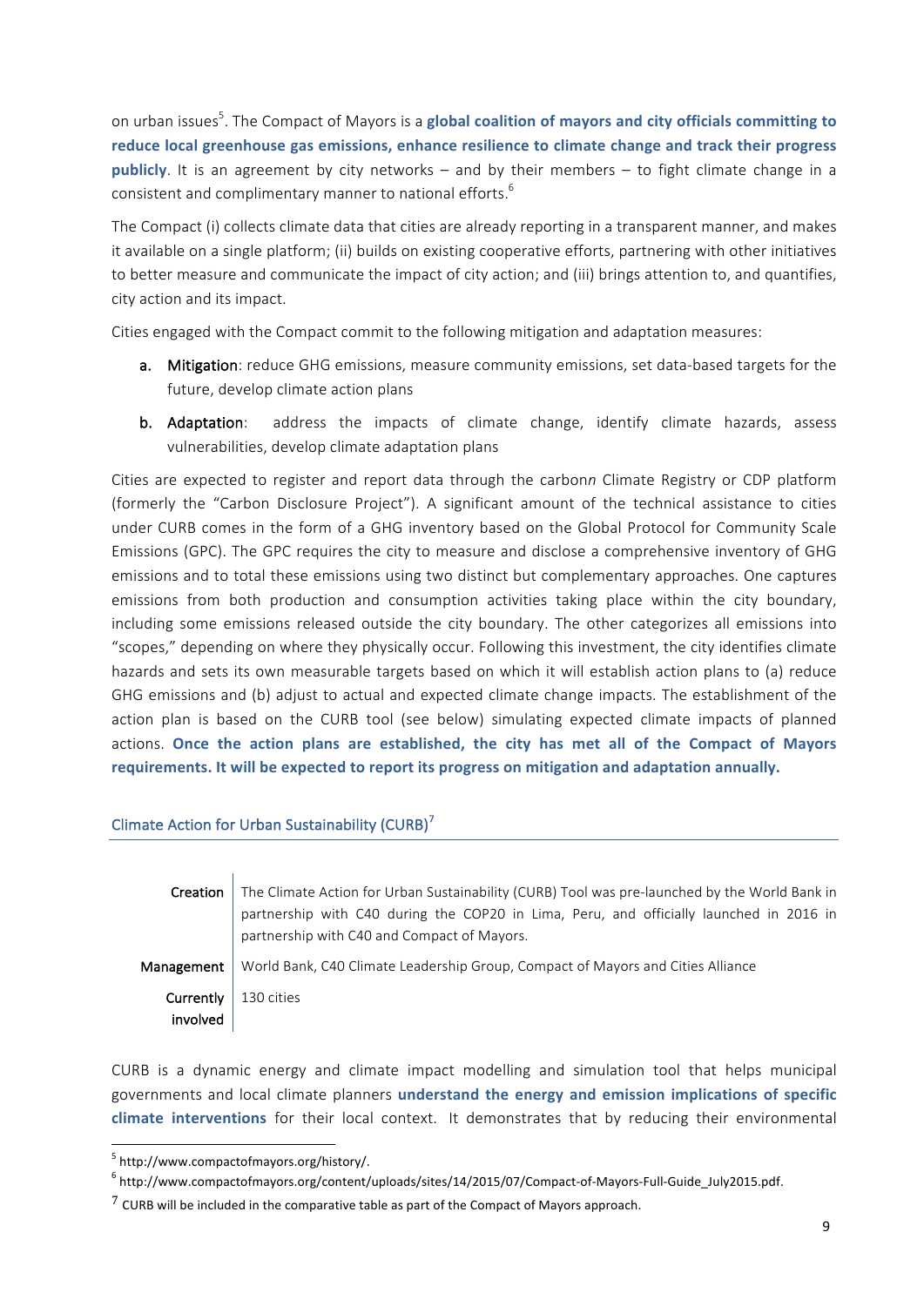on urban issues[5]. The Compact of Mayors is a **global coalition of mayors and city officials committing to reduce local greenhouse gas emissions, enhance resilience to climate change and track their progress publicly**. It is an agreement by city networks – and by their members – to fight climate change in a consistent and complimentary manner to national efforts.[6]

The Compact (i) collects climate data that cities are already reporting in a transparent manner, and makes it available on a single platform; (ii) builds on existing cooperative efforts, partnering with other initiatives to better measure and communicate the impact of city action; and (iii) brings attention to, and quantifies, city action and its impact.

Cities engaged with the Compact commit to the following mitigation and adaptation measures:

a. Mitigation: reduce GHG emissions, measure community emissions, set data-based targets for the future, develop climate action plans

b. Adaptation: address the impacts of climate change, identify climate hazards, assess vulnerabilities, develop climate adaptation plans

Cities are expected to register and report data through the carbon*n* Climate Registry or CDP platform (formerly the "Carbon Disclosure Project"). A significant amount of the technical assistance to cities under CURB comes in the form of a GHG inventory based on the Global Protocol for Community Scale Emissions (GPC). The GPC requires the city to measure and disclose a comprehensive inventory of GHG emissions and to total these emissions using two distinct but complementary approaches. One captures emissions from both production and consumption activities taking place within the city boundary, including some emissions released outside the city boundary. The other categorizes all emissions into "scopes," depending on where they physically occur. Following this investment, the city identifies climate hazards and sets its own measurable targets based on which it will establish action plans to (a) reduce GHG emissions and (b) adjust to actual and expected climate change impacts. The establishment of the action plan is based on the CURB tool (see below) simulating expected climate impacts of planned actions. **Once the action plans are established, the city has met all of the Compact of Mayors requirements. It will be expected to report its progress on mitigation and adaptation annually.**

## Climate Action for Urban Sustainability (CURB)[7]

| | |
|---|---|
| **Creation** | The Climate Action for Urban Sustainability (CURB) Tool was pre-launched by the World Bank in partnership with C40 during the COP20 in Lima, Peru, and officially launched in 2016 in partnership with C40 and Compact of Mayors. |
| **Management** | World Bank, C40 Climate Leadership Group, Compact of Mayors and Cities Alliance |
| **Currently involved** | 130 cities |

CURB is a dynamic energy and climate impact modelling and simulation tool that helps municipal governments and local climate planners **understand the energy and emission implications of specific climate interventions** for their local context. It demonstrates that by reducing their environmental

[5] http://www.compactofmayors.org/history/.

[6] http://www.compactofmayors.org/content/uploads/sites/14/2015/07/Compact-of-Mayors-Full-Guide_July2015.pdf.

[7] CURB will be included in the comparative table as part of the Compact of Mayors approach.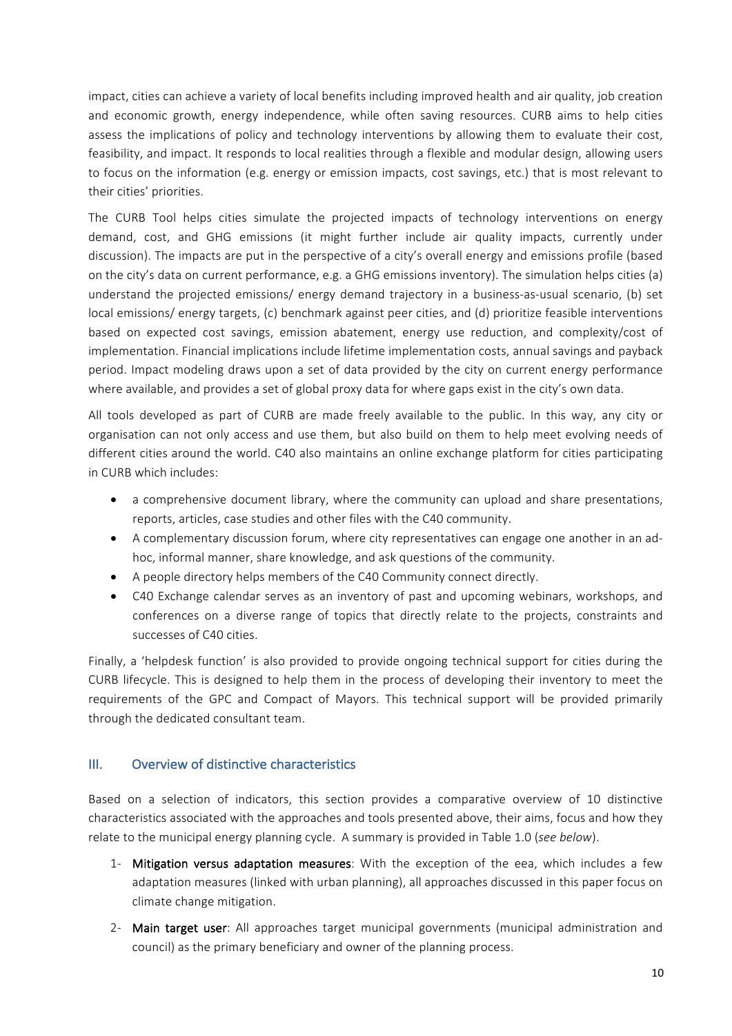impact, cities can achieve a variety of local benefits including improved health and air quality, job creation and economic growth, energy independence, while often saving resources. CURB aims to help cities assess the implications of policy and technology interventions by allowing them to evaluate their cost, feasibility, and impact. It responds to local realities through a flexible and modular design, allowing users to focus on the information (e.g. energy or emission impacts, cost savings, etc.) that is most relevant to their cities' priorities.

The CURB Tool helps cities simulate the projected impacts of technology interventions on energy demand, cost, and GHG emissions (it might further include air quality impacts, currently under discussion). The impacts are put in the perspective of a city's overall energy and emissions profile (based on the city's data on current performance, e.g. a GHG emissions inventory). The simulation helps cities (a) understand the projected emissions/ energy demand trajectory in a business-as-usual scenario, (b) set local emissions/ energy targets, (c) benchmark against peer cities, and (d) prioritize feasible interventions based on expected cost savings, emission abatement, energy use reduction, and complexity/cost of implementation. Financial implications include lifetime implementation costs, annual savings and payback period. Impact modeling draws upon a set of data provided by the city on current energy performance where available, and provides a set of global proxy data for where gaps exist in the city's own data.

All tools developed as part of CURB are made freely available to the public. In this way, any city or organisation can not only access and use them, but also build on them to help meet evolving needs of different cities around the world. C40 also maintains an online exchange platform for cities participating in CURB which includes:

- a comprehensive document library, where the community can upload and share presentations, reports, articles, case studies and other files with the C40 community.
- A complementary discussion forum, where city representatives can engage one another in an ad-hoc, informal manner, share knowledge, and ask questions of the community.
- A people directory helps members of the C40 Community connect directly.
- C40 Exchange calendar serves as an inventory of past and upcoming webinars, workshops, and conferences on a diverse range of topics that directly relate to the projects, constraints and successes of C40 cities.

Finally, a 'helpdesk function' is also provided to provide ongoing technical support for cities during the CURB lifecycle. This is designed to help them in the process of developing their inventory to meet the requirements of the GPC and Compact of Mayors. This technical support will be provided primarily through the dedicated consultant team.

## III. Overview of distinctive characteristics

Based on a selection of indicators, this section provides a comparative overview of 10 distinctive characteristics associated with the approaches and tools presented above, their aims, focus and how they relate to the municipal energy planning cycle. A summary is provided in Table 1.0 (*see below*).

1- **Mitigation versus adaptation measures**: With the exception of the eea, which includes a few adaptation measures (linked with urban planning), all approaches discussed in this paper focus on climate change mitigation.

2- **Main target user**: All approaches target municipal governments (municipal administration and council) as the primary beneficiary and owner of the planning process.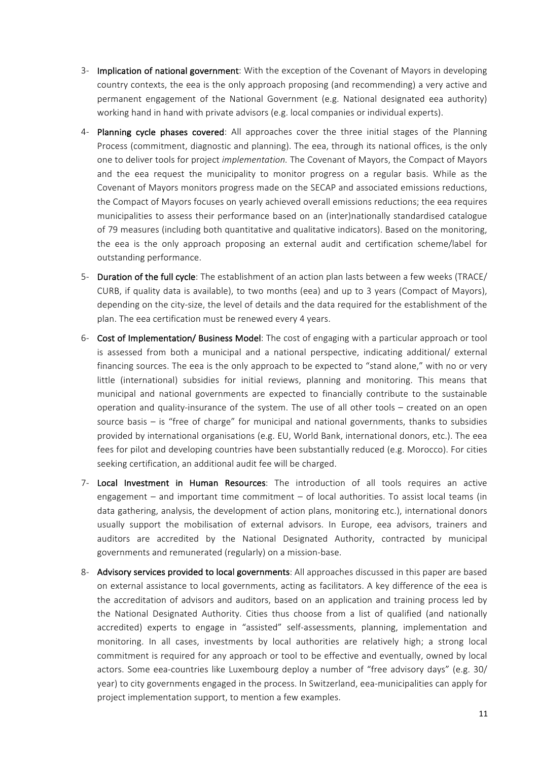3- **Implication of national government**: With the exception of the Covenant of Mayors in developing country contexts, the eea is the only approach proposing (and recommending) a very active and permanent engagement of the National Government (e.g. National designated eea authority) working hand in hand with private advisors (e.g. local companies or individual experts).

4- **Planning cycle phases covered**: All approaches cover the three initial stages of the Planning Process (commitment, diagnostic and planning). The eea, through its national offices, is the only one to deliver tools for project *implementation.* The Covenant of Mayors, the Compact of Mayors and the eea request the municipality to monitor progress on a regular basis. While as the Covenant of Mayors monitors progress made on the SECAP and associated emissions reductions, the Compact of Mayors focuses on yearly achieved overall emissions reductions; the eea requires municipalities to assess their performance based on an (inter)nationally standardised catalogue of 79 measures (including both quantitative and qualitative indicators). Based on the monitoring, the eea is the only approach proposing an external audit and certification scheme/label for outstanding performance.

5- **Duration of the full cycle**: The establishment of an action plan lasts between a few weeks (TRACE/ CURB, if quality data is available), to two months (eea) and up to 3 years (Compact of Mayors), depending on the city-size, the level of details and the data required for the establishment of the plan. The eea certification must be renewed every 4 years.

6- **Cost of Implementation/ Business Model**: The cost of engaging with a particular approach or tool is assessed from both a municipal and a national perspective, indicating additional/ external financing sources. The eea is the only approach to be expected to "stand alone," with no or very little (international) subsidies for initial reviews, planning and monitoring. This means that municipal and national governments are expected to financially contribute to the sustainable operation and quality-insurance of the system. The use of all other tools – created on an open source basis – is "free of charge" for municipal and national governments, thanks to subsidies provided by international organisations (e.g. EU, World Bank, international donors, etc.). The eea fees for pilot and developing countries have been substantially reduced (e.g. Morocco). For cities seeking certification, an additional audit fee will be charged.

7- **Local Investment in Human Resources**: The introduction of all tools requires an active engagement – and important time commitment – of local authorities. To assist local teams (in data gathering, analysis, the development of action plans, monitoring etc.), international donors usually support the mobilisation of external advisors. In Europe, eea advisors, trainers and auditors are accredited by the National Designated Authority, contracted by municipal governments and remunerated (regularly) on a mission-base.

8- **Advisory services provided to local governments**: All approaches discussed in this paper are based on external assistance to local governments, acting as facilitators. A key difference of the eea is the accreditation of advisors and auditors, based on an application and training process led by the National Designated Authority. Cities thus choose from a list of qualified (and nationally accredited) experts to engage in "assisted" self-assessments, planning, implementation and monitoring. In all cases, investments by local authorities are relatively high; a strong local commitment is required for any approach or tool to be effective and eventually, owned by local actors. Some eea-countries like Luxembourg deploy a number of "free advisory days" (e.g. 30/ year) to city governments engaged in the process. In Switzerland, eea-municipalities can apply for project implementation support, to mention a few examples.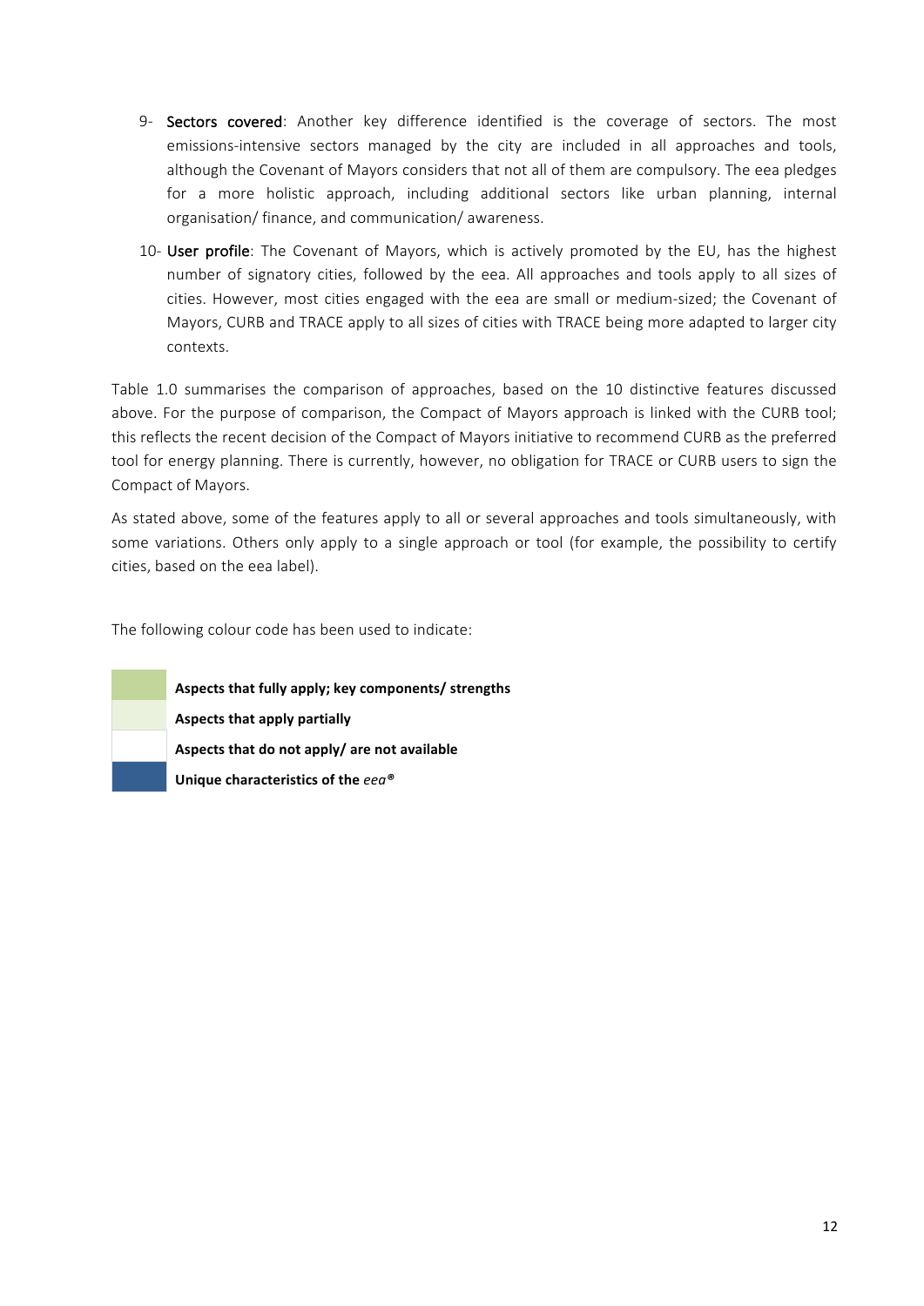9- **Sectors covered**: Another key difference identified is the coverage of sectors. The most emissions-intensive sectors managed by the city are included in all approaches and tools, although the Covenant of Mayors considers that not all of them are compulsory. The eea pledges for a more holistic approach, including additional sectors like urban planning, internal organisation/ finance, and communication/ awareness.

10- **User profile**: The Covenant of Mayors, which is actively promoted by the EU, has the highest number of signatory cities, followed by the eea. All approaches and tools apply to all sizes of cities. However, most cities engaged with the eea are small or medium-sized; the Covenant of Mayors, CURB and TRACE apply to all sizes of cities with TRACE being more adapted to larger city contexts.

Table 1.0 summarises the comparison of approaches, based on the 10 distinctive features discussed above. For the purpose of comparison, the Compact of Mayors approach is linked with the CURB tool; this reflects the recent decision of the Compact of Mayors initiative to recommend CURB as the preferred tool for energy planning. There is currently, however, no obligation for TRACE or CURB users to sign the Compact of Mayors.

As stated above, some of the features apply to all or several approaches and tools simultaneously, with some variations. Others only apply to a single approach or tool (for example, the possibility to certify cities, based on the eea label).

The following colour code has been used to indicate:

| Colour | Meaning |
|---|---|
| Green | **Aspects that fully apply; key components/ strengths** |
| Light green | **Aspects that apply partially** |
| White | **Aspects that do not apply/ are not available** |
| Dark blue | **Unique characteristics of the *eea®*** |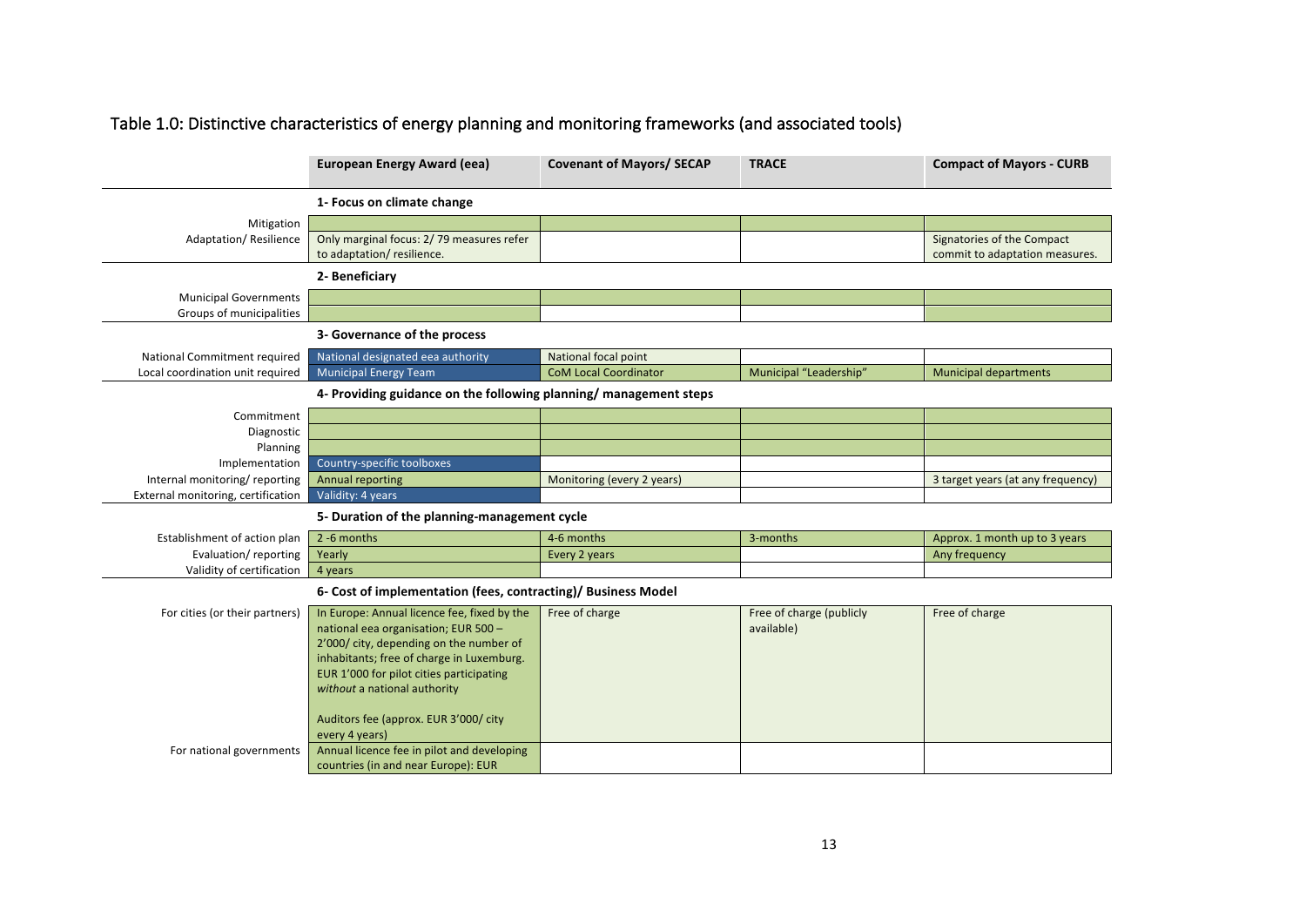## Table 1.0: Distinctive characteristics of energy planning and monitoring frameworks (and associated tools)

| | European Energy Award (eea) | Covenant of Mayors/ SECAP | TRACE | Compact of Mayors - CURB |
|---|---|---|---|---|
| | **1- Focus on climate change** | | | |
| Mitigation | | | | |
| Adaptation/ Resilience | Only marginal focus: 2/ 79 measures refer to adaptation/ resilience. | | | Signatories of the Compact commit to adaptation measures. |
| | **2- Beneficiary** | | | |
| Municipal Governments | | | | |
| Groups of municipalities | | | | |
| | **3- Governance of the process** | | | |
| National Commitment required | National designated eea authority | National focal point | | |
| Local coordination unit required | Municipal Energy Team | CoM Local Coordinator | Municipal "Leadership" | Municipal departments |
| | **4- Providing guidance on the following planning/ management steps** | | | |
| Commitment | | | | |
| Diagnostic | | | | |
| Planning | | | | |
| Implementation | Country-specific toolboxes | | | |
| Internal monitoring/ reporting | Annual reporting | Monitoring (every 2 years) | | 3 target years (at any frequency) |
| External monitoring, certification | Validity: 4 years | | | |
| | **5- Duration of the planning-management cycle** | | | |
| Establishment of action plan | 2 -6 months | 4-6 months | 3-months | Approx. 1 month up to 3 years |
| Evaluation/ reporting | Yearly | Every 2 years | | Any frequency |
| Validity of certification | 4 years | | | |
| | **6- Cost of implementation (fees, contracting)/ Business Model** | | | |
| For cities (or their partners) | In Europe: Annual licence fee, fixed by the national eea organisation; EUR 500 – 2'000/ city, depending on the number of inhabitants; free of charge in Luxemburg. EUR 1'000 for pilot cities participating *without* a national authority<br><br>Auditors fee (approx. EUR 3'000/ city every 4 years) | Free of charge | Free of charge (publicly available) | Free of charge |
| For national governments | Annual licence fee in pilot and developing countries (in and near Europe): EUR | | | |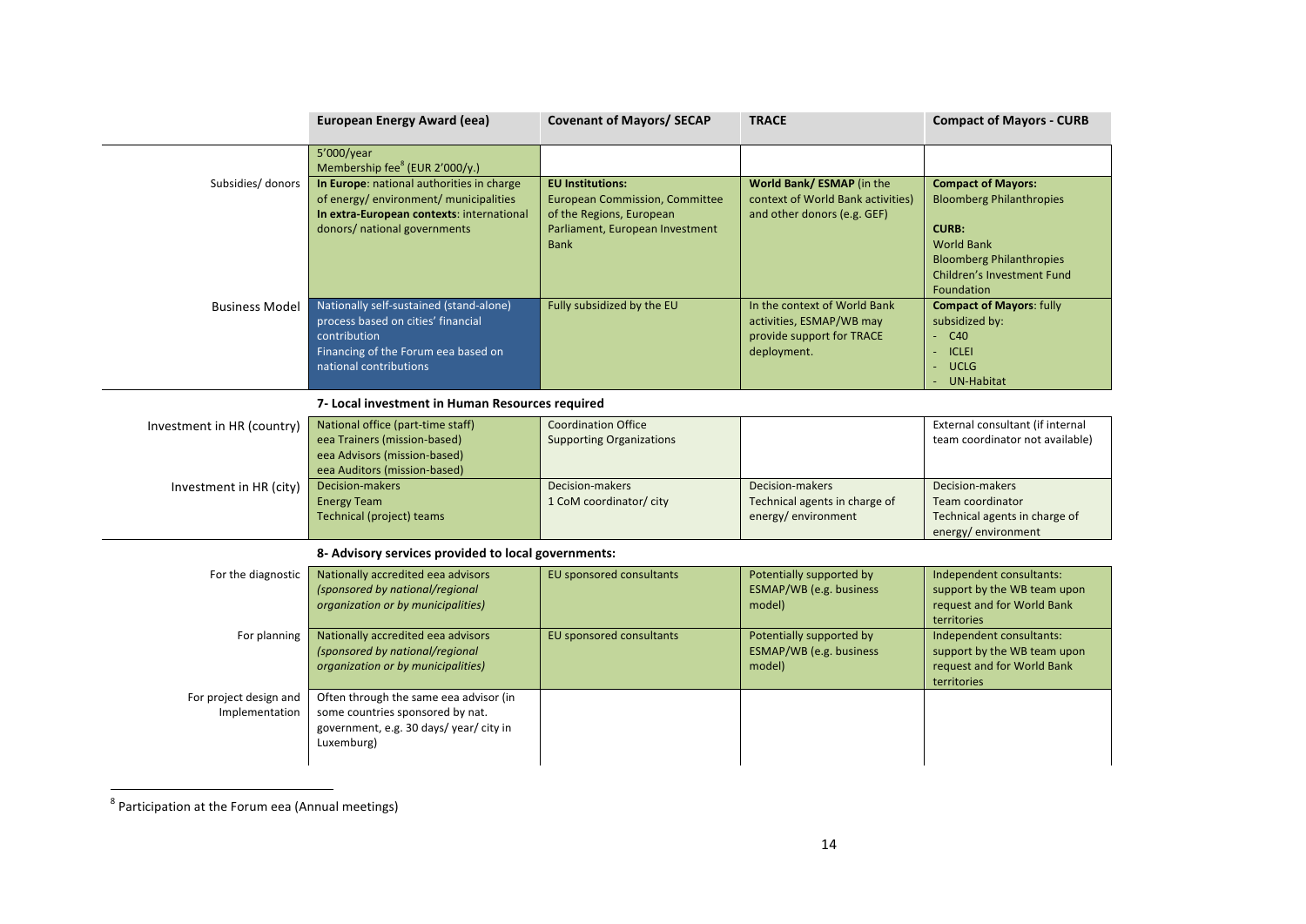| | European Energy Award (eea) | Covenant of Mayors/ SECAP | TRACE | Compact of Mayors - CURB |
|---|---|---|---|---|
| | 5'000/year<br>Membership fee[8] (EUR 2'000/y.) | | | |
| Subsidies/ donors | **In Europe**: national authorities in charge of energy/ environment/ municipalities<br>**In extra-European contexts**: international donors/ national governments | **EU Institutions:**<br>European Commission, Committee of the Regions, European Parliament, European Investment Bank | **World Bank/ ESMAP** (in the context of World Bank activities) and other donors (e.g. GEF) | **Compact of Mayors:**<br>Bloomberg Philanthropies<br><br>**CURB:**<br>World Bank<br>Bloomberg Philanthropies<br>Children's Investment Fund Foundation |
| Business Model | Nationally self-sustained (stand-alone) process based on cities' financial contribution<br>Financing of the Forum eea based on national contributions | Fully subsidized by the EU | In the context of World Bank activities, ESMAP/WB may provide support for TRACE deployment. | **Compact of Mayors**: fully subsidized by:<br>- C40<br>- ICLEI<br>- UCLG<br>- UN-Habitat |

**7- Local investment in Human Resources required**

| | European Energy Award (eea) | Covenant of Mayors/ SECAP | TRACE | Compact of Mayors - CURB |
|---|---|---|---|---|
| Investment in HR (country) | National office (part-time staff)<br>eea Trainers (mission-based)<br>eea Advisors (mission-based)<br>eea Auditors (mission-based) | Coordination Office<br>Supporting Organizations | | External consultant (if internal team coordinator not available) |
| Investment in HR (city) | Decision-makers<br>Energy Team<br>Technical (project) teams | Decision-makers<br>1 CoM coordinator/ city | Decision-makers<br>Technical agents in charge of energy/ environment | Decision-makers<br>Team coordinator<br>Technical agents in charge of energy/ environment |

**8- Advisory services provided to local governments:**

| | European Energy Award (eea) | Covenant of Mayors/ SECAP | TRACE | Compact of Mayors - CURB |
|---|---|---|---|---|
| For the diagnostic | Nationally accredited eea advisors<br>*(sponsored by national/regional organization or by municipalities)* | EU sponsored consultants | Potentially supported by ESMAP/WB (e.g. business model) | Independent consultants: support by the WB team upon request and for World Bank territories |
| For planning | Nationally accredited eea advisors<br>*(sponsored by national/regional organization or by municipalities)* | EU sponsored consultants | Potentially supported by ESMAP/WB (e.g. business model) | Independent consultants: support by the WB team upon request and for World Bank territories |
| For project design and Implementation | Often through the same eea advisor (in some countries sponsored by nat. government, e.g. 30 days/ year/ city in Luxemburg) | | | |

[8] Participation at the Forum eea (Annual meetings)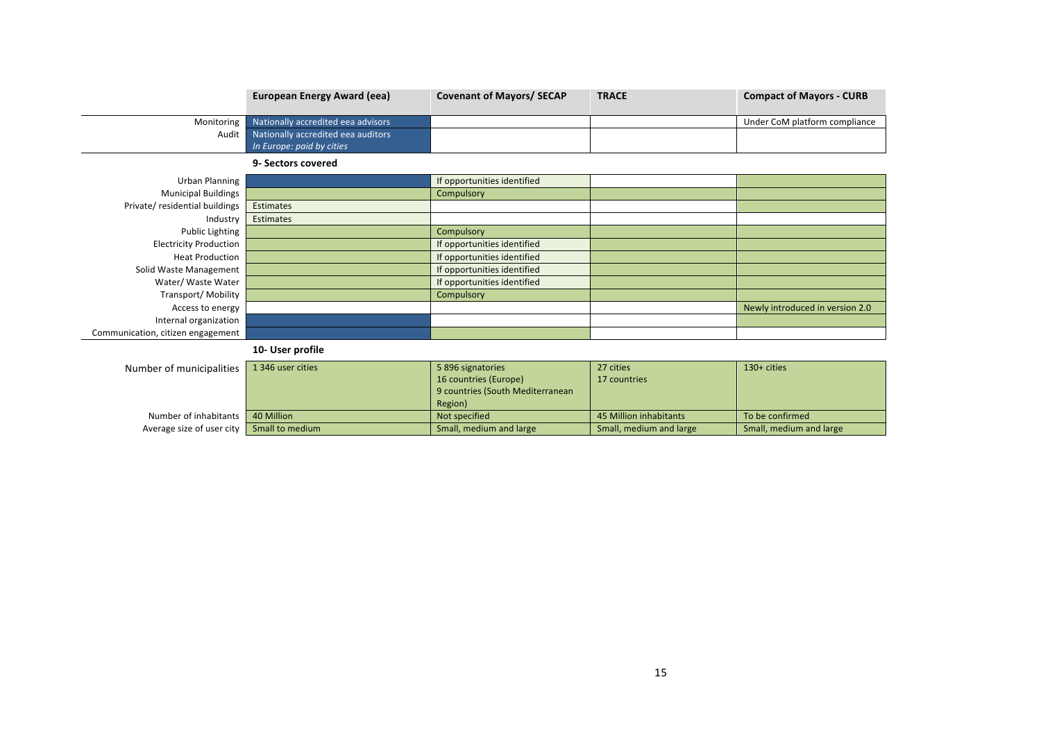| | European Energy Award (eea) | Covenant of Mayors/ SECAP | TRACE | Compact of Mayors - CURB |
|---|---|---|---|---|
| Monitoring | Nationally accredited eea advisors | | | Under CoM platform compliance |
| Audit | Nationally accredited eea auditors *In Europe: paid by cities* | | | |

**9- Sectors covered**

| | European Energy Award (eea) | Covenant of Mayors/ SECAP | TRACE | Compact of Mayors - CURB |
|---|---|---|---|---|
| Urban Planning | | If opportunities identified | | |
| Municipal Buildings | | Compulsory | | |
| Private/ residential buildings | Estimates | | | |
| Industry | Estimates | | | |
| Public Lighting | | Compulsory | | |
| Electricity Production | | If opportunities identified | | |
| Heat Production | | If opportunities identified | | |
| Solid Waste Management | | If opportunities identified | | |
| Water/ Waste Water | | If opportunities identified | | |
| Transport/ Mobility | | Compulsory | | |
| Access to energy | | | | Newly introduced in version 2.0 |
| Internal organization | | | | |
| Communication, citizen engagement | | | | |

**10- User profile**

| | European Energy Award (eea) | Covenant of Mayors/ SECAP | TRACE | Compact of Mayors - CURB |
|---|---|---|---|---|
| Number of municipalities | 1 346 user cities | 5 896 signatories<br>16 countries (Europe)<br>9 countries (South Mediterranean Region) | 27 cities<br>17 countries | 130+ cities |
| Number of inhabitants | 40 Million | Not specified | 45 Million inhabitants | To be confirmed |
| Average size of user city | Small to medium | Small, medium and large | Small, medium and large | Small, medium and large |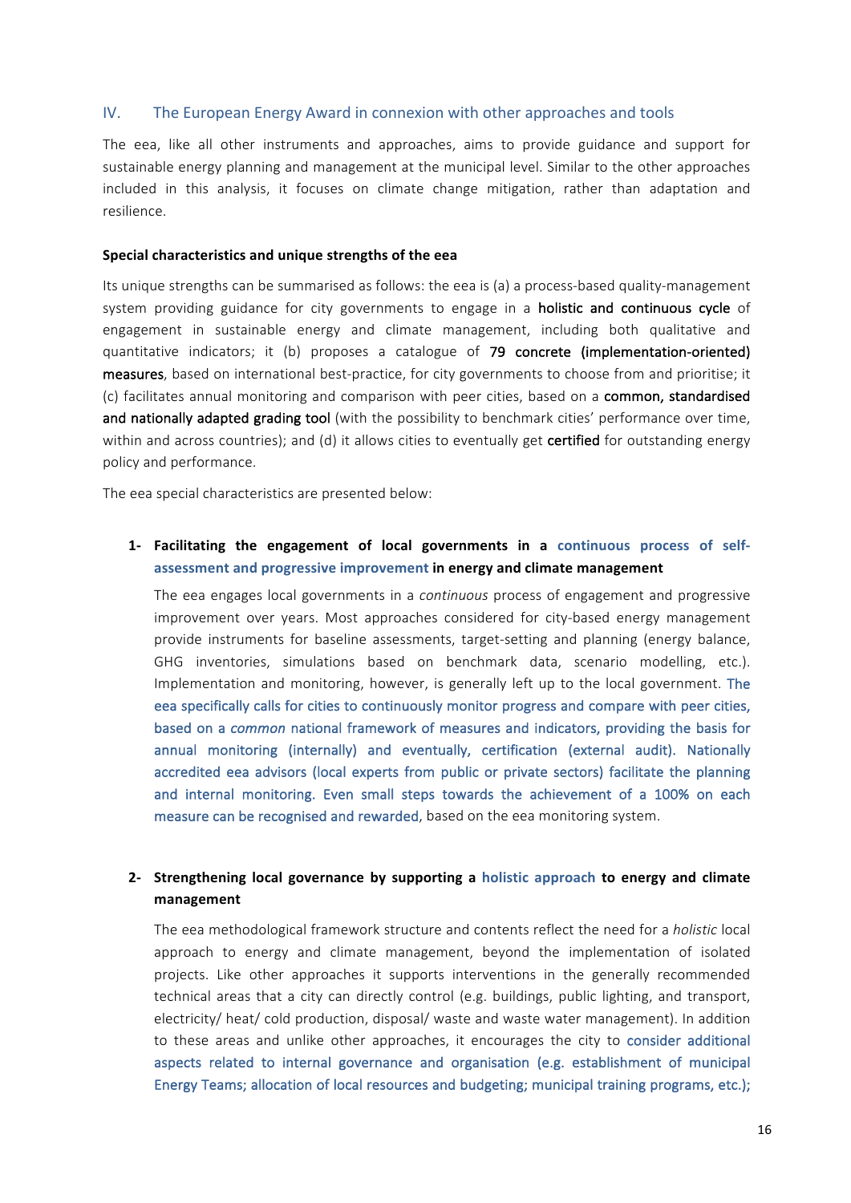## IV. The European Energy Award in connexion with other approaches and tools

The eea, like all other instruments and approaches, aims to provide guidance and support for sustainable energy planning and management at the municipal level. Similar to the other approaches included in this analysis, it focuses on climate change mitigation, rather than adaptation and resilience.

**Special characteristics and unique strengths of the eea**

Its unique strengths can be summarised as follows: the eea is (a) a process-based quality-management system providing guidance for city governments to engage in a **holistic and continuous cycle** of engagement in sustainable energy and climate management, including both qualitative and quantitative indicators; it (b) proposes a catalogue of **79 concrete (implementation-oriented) measures**, based on international best-practice, for city governments to choose from and prioritise; it (c) facilitates annual monitoring and comparison with peer cities, based on a **common, standardised and nationally adapted grading tool** (with the possibility to benchmark cities' performance over time, within and across countries); and (d) it allows cities to eventually get **certified** for outstanding energy policy and performance.

The eea special characteristics are presented below:

1- **Facilitating the engagement of local governments in a continuous process of self-assessment and progressive improvement in energy and climate management**

The eea engages local governments in a *continuous* process of engagement and progressive improvement over years. Most approaches considered for city-based energy management provide instruments for baseline assessments, target-setting and planning (energy balance, GHG inventories, simulations based on benchmark data, scenario modelling, etc.). Implementation and monitoring, however, is generally left up to the local government. The eea specifically calls for cities to continuously monitor progress and compare with peer cities, based on a *common* national framework of measures and indicators, providing the basis for annual monitoring (internally) and eventually, certification (external audit). Nationally accredited eea advisors (local experts from public or private sectors) facilitate the planning and internal monitoring. Even small steps towards the achievement of a 100% on each measure can be recognised and rewarded, based on the eea monitoring system.

2- **Strengthening local governance by supporting a holistic approach to energy and climate management**

The eea methodological framework structure and contents reflect the need for a *holistic* local approach to energy and climate management, beyond the implementation of isolated projects. Like other approaches it supports interventions in the generally recommended technical areas that a city can directly control (e.g. buildings, public lighting, and transport, electricity/ heat/ cold production, disposal/ waste and waste water management). In addition to these areas and unlike other approaches, it encourages the city to consider additional aspects related to internal governance and organisation (e.g. establishment of municipal Energy Teams; allocation of local resources and budgeting; municipal training programs, etc.);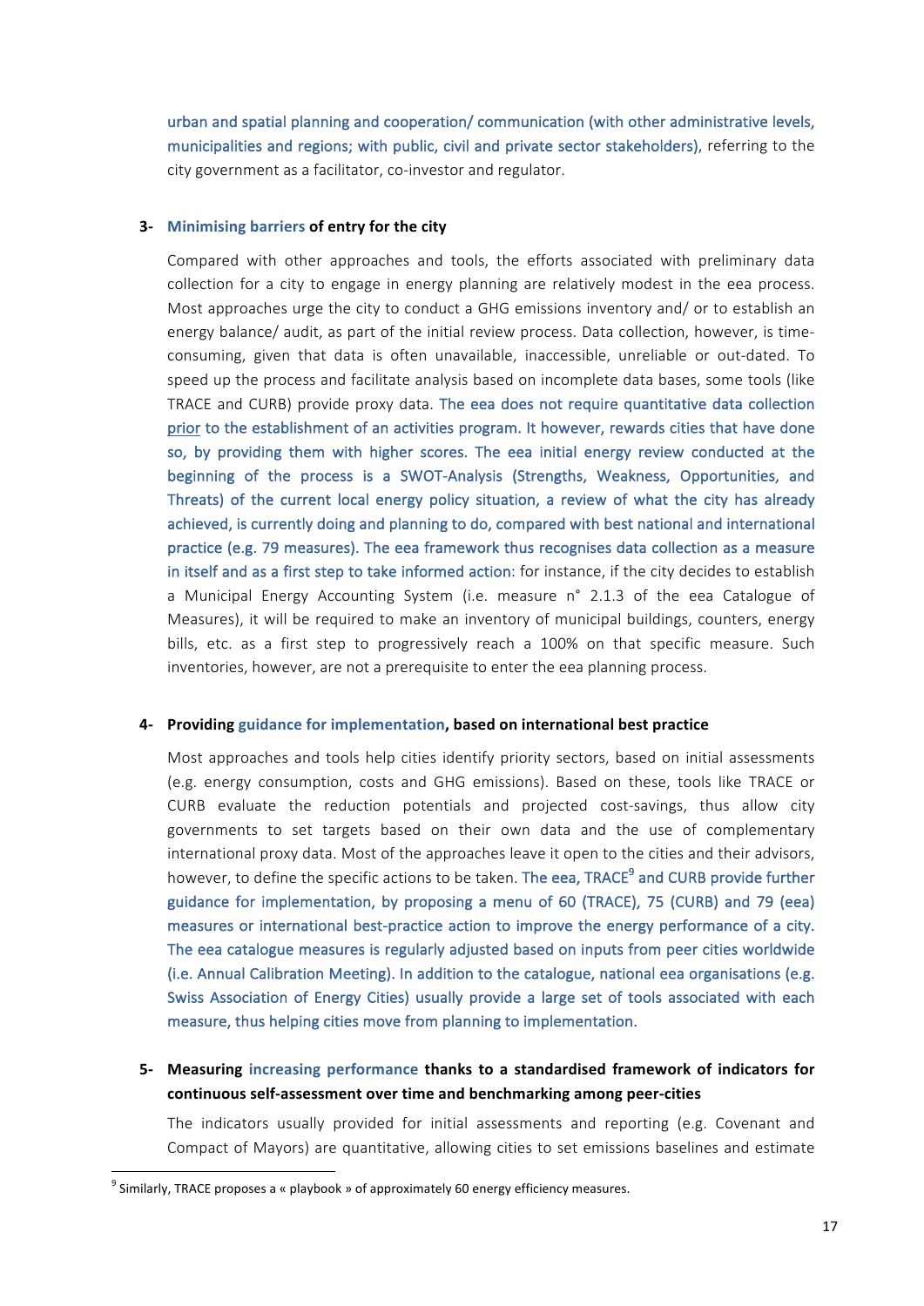urban and spatial planning and cooperation/ communication (with other administrative levels, municipalities and regions; with public, civil and private sector stakeholders), referring to the city government as a facilitator, co-investor and regulator.

**3- Minimising barriers of entry for the city**

Compared with other approaches and tools, the efforts associated with preliminary data collection for a city to engage in energy planning are relatively modest in the eea process. Most approaches urge the city to conduct a GHG emissions inventory and/ or to establish an energy balance/ audit, as part of the initial review process. Data collection, however, is time-consuming, given that data is often unavailable, inaccessible, unreliable or out-dated. To speed up the process and facilitate analysis based on incomplete data bases, some tools (like TRACE and CURB) provide proxy data. The eea does not require quantitative data collection prior to the establishment of an activities program. It however, rewards cities that have done so, by providing them with higher scores. The eea initial energy review conducted at the beginning of the process is a SWOT-Analysis (Strengths, Weakness, Opportunities, and Threats) of the current local energy policy situation, a review of what the city has already achieved, is currently doing and planning to do, compared with best national and international practice (e.g. 79 measures). The eea framework thus recognises data collection as a measure in itself and as a first step to take informed action: for instance, if the city decides to establish a Municipal Energy Accounting System (i.e. measure n° 2.1.3 of the eea Catalogue of Measures), it will be required to make an inventory of municipal buildings, counters, energy bills, etc. as a first step to progressively reach a 100% on that specific measure. Such inventories, however, are not a prerequisite to enter the eea planning process.

**4- Providing guidance for implementation, based on international best practice**

Most approaches and tools help cities identify priority sectors, based on initial assessments (e.g. energy consumption, costs and GHG emissions). Based on these, tools like TRACE or CURB evaluate the reduction potentials and projected cost-savings, thus allow city governments to set targets based on their own data and the use of complementary international proxy data. Most of the approaches leave it open to the cities and their advisors, however, to define the specific actions to be taken. The eea, TRACE[9] and CURB provide further guidance for implementation, by proposing a menu of 60 (TRACE), 75 (CURB) and 79 (eea) measures or international best-practice action to improve the energy performance of a city. The eea catalogue measures is regularly adjusted based on inputs from peer cities worldwide (i.e. Annual Calibration Meeting). In addition to the catalogue, national eea organisations (e.g. Swiss Association of Energy Cities) usually provide a large set of tools associated with each measure, thus helping cities move from planning to implementation.

**5- Measuring increasing performance thanks to a standardised framework of indicators for continuous self-assessment over time and benchmarking among peer-cities**

The indicators usually provided for initial assessments and reporting (e.g. Covenant and Compact of Mayors) are quantitative, allowing cities to set emissions baselines and estimate

[9] Similarly, TRACE proposes a « playbook » of approximately 60 energy efficiency measures.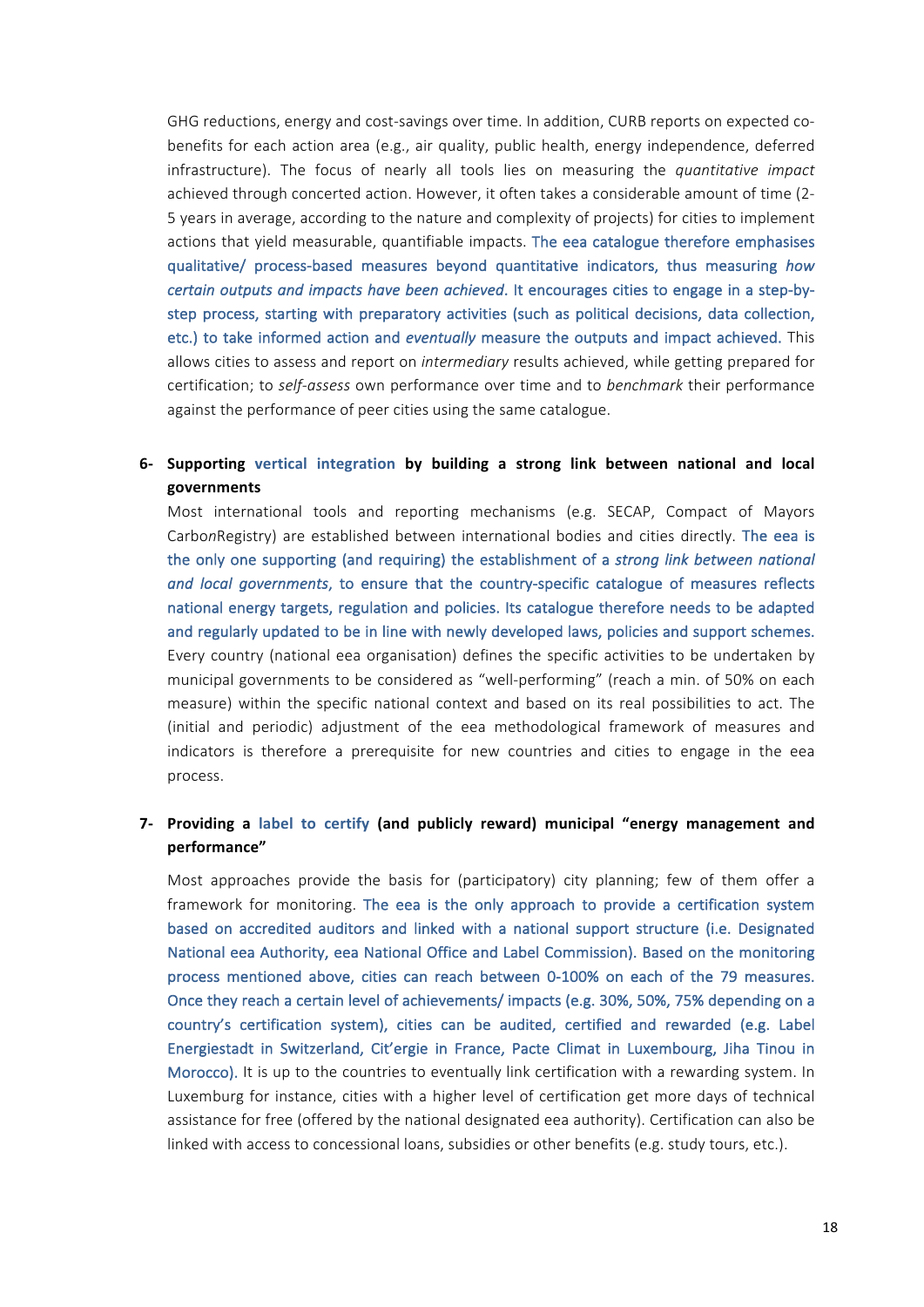GHG reductions, energy and cost-savings over time. In addition, CURB reports on expected co-benefits for each action area (e.g., air quality, public health, energy independence, deferred infrastructure). The focus of nearly all tools lies on measuring the *quantitative impact* achieved through concerted action. However, it often takes a considerable amount of time (2-5 years in average, according to the nature and complexity of projects) for cities to implement actions that yield measurable, quantifiable impacts. The eea catalogue therefore emphasises qualitative/ process-based measures beyond quantitative indicators, thus measuring *how certain outputs and impacts have been achieved*. It encourages cities to engage in a step-by-step process, starting with preparatory activities (such as political decisions, data collection, etc.) to take informed action and *eventually* measure the outputs and impact achieved. This allows cities to assess and report on *intermediary* results achieved, while getting prepared for certification; to *self-assess* own performance over time and to *benchmark* their performance against the performance of peer cities using the same catalogue.

**6- Supporting vertical integration by building a strong link between national and local governments**

Most international tools and reporting mechanisms (e.g. SECAP, Compact of Mayors Carbo*n*Registry) are established between international bodies and cities directly. The eea is the only one supporting (and requiring) the establishment of a *strong link between national and local governments*, to ensure that the country-specific catalogue of measures reflects national energy targets, regulation and policies. Its catalogue therefore needs to be adapted and regularly updated to be in line with newly developed laws, policies and support schemes. Every country (national eea organisation) defines the specific activities to be undertaken by municipal governments to be considered as "well-performing" (reach a min. of 50% on each measure) within the specific national context and based on its real possibilities to act. The (initial and periodic) adjustment of the eea methodological framework of measures and indicators is therefore a prerequisite for new countries and cities to engage in the eea process.

**7- Providing a label to certify (and publicly reward) municipal "energy management and performance"**

Most approaches provide the basis for (participatory) city planning; few of them offer a framework for monitoring. The eea is the only approach to provide a certification system based on accredited auditors and linked with a national support structure (i.e. Designated National eea Authority, eea National Office and Label Commission). Based on the monitoring process mentioned above, cities can reach between 0-100% on each of the 79 measures. Once they reach a certain level of achievements/ impacts (e.g. 30%, 50%, 75% depending on a country's certification system), cities can be audited, certified and rewarded (e.g. Label Energiestadt in Switzerland, Cit'ergie in France, Pacte Climat in Luxembourg, Jiha Tinou in Morocco). It is up to the countries to eventually link certification with a rewarding system. In Luxemburg for instance, cities with a higher level of certification get more days of technical assistance for free (offered by the national designated eea authority). Certification can also be linked with access to concessional loans, subsidies or other benefits (e.g. study tours, etc.).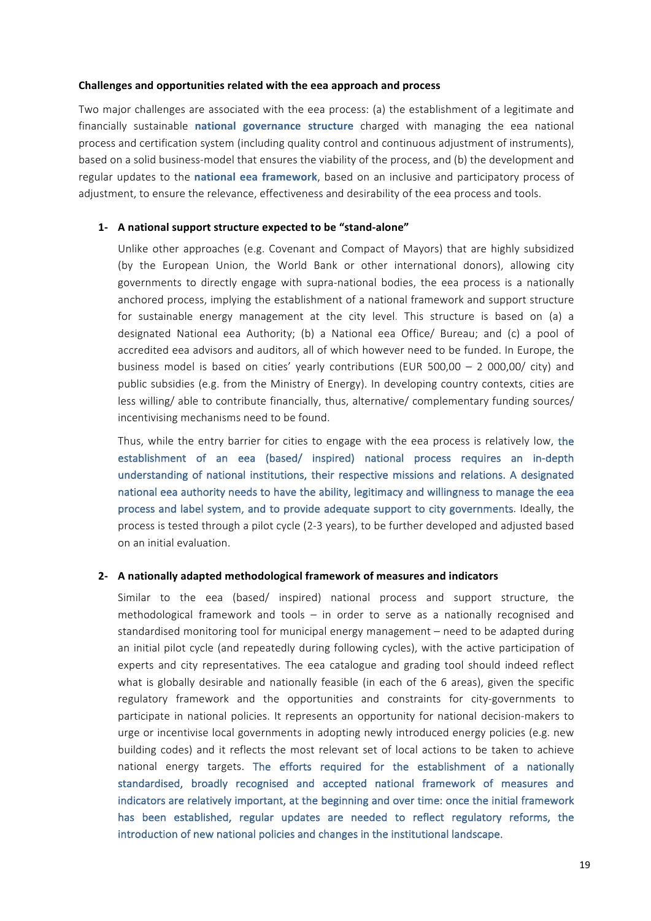**Challenges and opportunities related with the eea approach and process**

Two major challenges are associated with the eea process: (a) the establishment of a legitimate and financially sustainable **national governance structure** charged with managing the eea national process and certification system (including quality control and continuous adjustment of instruments), based on a solid business-model that ensures the viability of the process, and (b) the development and regular updates to the **national eea framework**, based on an inclusive and participatory process of adjustment, to ensure the relevance, effectiveness and desirability of the eea process and tools.

1- **A national support structure expected to be "stand-alone"**

Unlike other approaches (e.g. Covenant and Compact of Mayors) that are highly subsidized (by the European Union, the World Bank or other international donors), allowing city governments to directly engage with supra-national bodies, the eea process is a nationally anchored process, implying the establishment of a national framework and support structure for sustainable energy management at the city level. This structure is based on (a) a designated National eea Authority; (b) a National eea Office/ Bureau; and (c) a pool of accredited eea advisors and auditors, all of which however need to be funded. In Europe, the business model is based on cities' yearly contributions (EUR 500,00 – 2 000,00/ city) and public subsidies (e.g. from the Ministry of Energy). In developing country contexts, cities are less willing/ able to contribute financially, thus, alternative/ complementary funding sources/ incentivising mechanisms need to be found.

Thus, while the entry barrier for cities to engage with the eea process is relatively low, the establishment of an eea (based/ inspired) national process requires an in-depth understanding of national institutions, their respective missions and relations. A designated national eea authority needs to have the ability, legitimacy and willingness to manage the eea process and label system, and to provide adequate support to city governments. Ideally, the process is tested through a pilot cycle (2-3 years), to be further developed and adjusted based on an initial evaluation.

2- **A nationally adapted methodological framework of measures and indicators**

Similar to the eea (based/ inspired) national process and support structure, the methodological framework and tools – in order to serve as a nationally recognised and standardised monitoring tool for municipal energy management – need to be adapted during an initial pilot cycle (and repeatedly during following cycles), with the active participation of experts and city representatives. The eea catalogue and grading tool should indeed reflect what is globally desirable and nationally feasible (in each of the 6 areas), given the specific regulatory framework and the opportunities and constraints for city-governments to participate in national policies. It represents an opportunity for national decision-makers to urge or incentivise local governments in adopting newly introduced energy policies (e.g. new building codes) and it reflects the most relevant set of local actions to be taken to achieve national energy targets. The efforts required for the establishment of a nationally standardised, broadly recognised and accepted national framework of measures and indicators are relatively important, at the beginning and over time: once the initial framework has been established, regular updates are needed to reflect regulatory reforms, the introduction of new national policies and changes in the institutional landscape.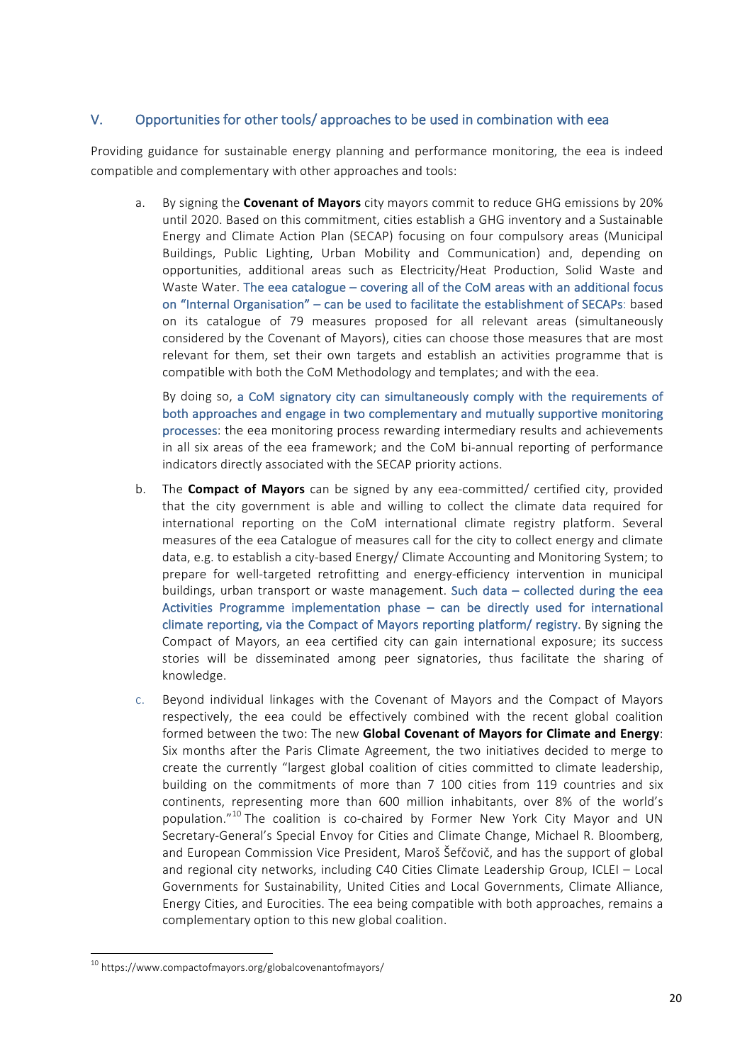## V. Opportunities for other tools/ approaches to be used in combination with eea

Providing guidance for sustainable energy planning and performance monitoring, the eea is indeed compatible and complementary with other approaches and tools:

a. By signing the **Covenant of Mayors** city mayors commit to reduce GHG emissions by 20% until 2020. Based on this commitment, cities establish a GHG inventory and a Sustainable Energy and Climate Action Plan (SECAP) focusing on four compulsory areas (Municipal Buildings, Public Lighting, Urban Mobility and Communication) and, depending on opportunities, additional areas such as Electricity/Heat Production, Solid Waste and Waste Water. The eea catalogue – covering all of the CoM areas with an additional focus on "Internal Organisation" – can be used to facilitate the establishment of SECAPs: based on its catalogue of 79 measures proposed for all relevant areas (simultaneously considered by the Covenant of Mayors), cities can choose those measures that are most relevant for them, set their own targets and establish an activities programme that is compatible with both the CoM Methodology and templates; and with the eea.

   By doing so, a CoM signatory city can simultaneously comply with the requirements of both approaches and engage in two complementary and mutually supportive monitoring processes: the eea monitoring process rewarding intermediary results and achievements in all six areas of the eea framework; and the CoM bi-annual reporting of performance indicators directly associated with the SECAP priority actions.

b. The **Compact of Mayors** can be signed by any eea-committed/ certified city, provided that the city government is able and willing to collect the climate data required for international reporting on the CoM international climate registry platform. Several measures of the eea Catalogue of measures call for the city to collect energy and climate data, e.g. to establish a city-based Energy/ Climate Accounting and Monitoring System; to prepare for well-targeted retrofitting and energy-efficiency intervention in municipal buildings, urban transport or waste management. Such data – collected during the eea Activities Programme implementation phase – can be directly used for international climate reporting, via the Compact of Mayors reporting platform/ registry. By signing the Compact of Mayors, an eea certified city can gain international exposure; its success stories will be disseminated among peer signatories, thus facilitate the sharing of knowledge.

c. Beyond individual linkages with the Covenant of Mayors and the Compact of Mayors respectively, the eea could be effectively combined with the recent global coalition formed between the two: The new **Global Covenant of Mayors for Climate and Energy**: Six months after the Paris Climate Agreement, the two initiatives decided to merge to create the currently "largest global coalition of cities committed to climate leadership, building on the commitments of more than 7 100 cities from 119 countries and six continents, representing more than 600 million inhabitants, over 8% of the world's population."[10] The coalition is co-chaired by Former New York City Mayor and UN Secretary-General's Special Envoy for Cities and Climate Change, Michael R. Bloomberg, and European Commission Vice President, Maroš Šefčovič, and has the support of global and regional city networks, including C40 Cities Climate Leadership Group, ICLEI – Local Governments for Sustainability, United Cities and Local Governments, Climate Alliance, Energy Cities, and Eurocities. The eea being compatible with both approaches, remains a complementary option to this new global coalition.

[10] https://www.compactofmayors.org/globalcovenantofmayors/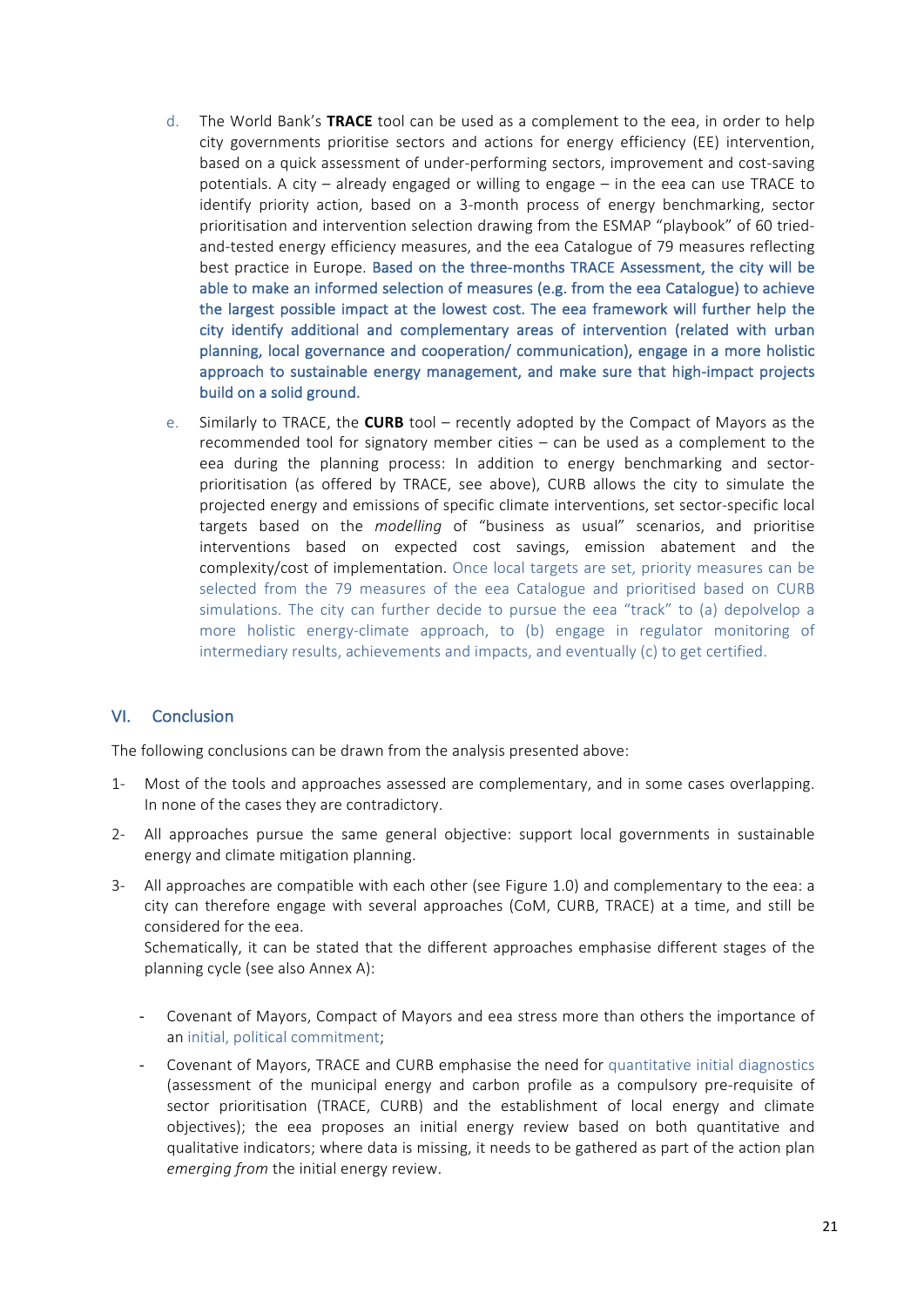d. The World Bank's **TRACE** tool can be used as a complement to the eea, in order to help city governments prioritise sectors and actions for energy efficiency (EE) intervention, based on a quick assessment of under-performing sectors, improvement and cost-saving potentials. A city – already engaged or willing to engage – in the eea can use TRACE to identify priority action, based on a 3-month process of energy benchmarking, sector prioritisation and intervention selection drawing from the ESMAP "playbook" of 60 tried-and-tested energy efficiency measures, and the eea Catalogue of 79 measures reflecting best practice in Europe. Based on the three-months TRACE Assessment, the city will be able to make an informed selection of measures (e.g. from the eea Catalogue) to achieve the largest possible impact at the lowest cost. The eea framework will further help the city identify additional and complementary areas of intervention (related with urban planning, local governance and cooperation/ communication), engage in a more holistic approach to sustainable energy management, and make sure that high-impact projects build on a solid ground.

e. Similarly to TRACE, the **CURB** tool – recently adopted by the Compact of Mayors as the recommended tool for signatory member cities – can be used as a complement to the eea during the planning process: In addition to energy benchmarking and sector-prioritisation (as offered by TRACE, see above), CURB allows the city to simulate the projected energy and emissions of specific climate interventions, set sector-specific local targets based on the *modelling* of "business as usual" scenarios, and prioritise interventions based on expected cost savings, emission abatement and the complexity/cost of implementation. Once local targets are set, priority measures can be selected from the 79 measures of the eea Catalogue and prioritised based on CURB simulations. The city can further decide to pursue the eea "track" to (a) depolvelop a more holistic energy-climate approach, to (b) engage in regulator monitoring of intermediary results, achievements and impacts, and eventually (c) to get certified.

## VI. Conclusion

The following conclusions can be drawn from the analysis presented above:

1- Most of the tools and approaches assessed are complementary, and in some cases overlapping. In none of the cases they are contradictory.

2- All approaches pursue the same general objective: support local governments in sustainable energy and climate mitigation planning.

3- All approaches are compatible with each other (see Figure 1.0) and complementary to the eea: a city can therefore engage with several approaches (CoM, CURB, TRACE) at a time, and still be considered for the eea.
Schematically, it can be stated that the different approaches emphasise different stages of the planning cycle (see also Annex A):

- Covenant of Mayors, Compact of Mayors and eea stress more than others the importance of an initial, political commitment;
- Covenant of Mayors, TRACE and CURB emphasise the need for quantitative initial diagnostics (assessment of the municipal energy and carbon profile as a compulsory pre-requisite of sector prioritisation (TRACE, CURB) and the establishment of local energy and climate objectives); the eea proposes an initial energy review based on both quantitative and qualitative indicators; where data is missing, it needs to be gathered as part of the action plan *emerging from* the initial energy review.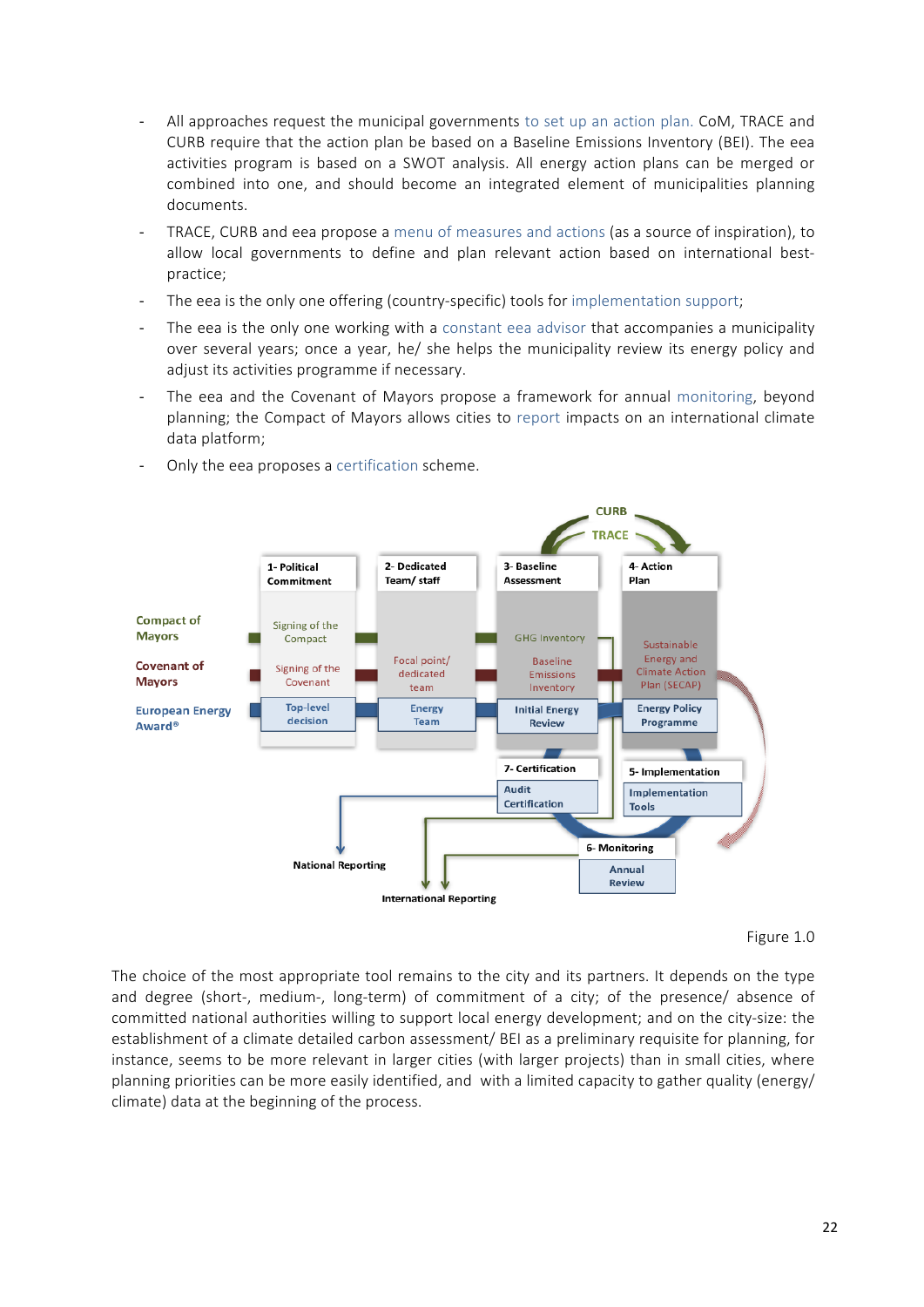- All approaches request the municipal governments to set up an action plan. CoM, TRACE and CURB require that the action plan be based on a Baseline Emissions Inventory (BEI). The eea activities program is based on a SWOT analysis. All energy action plans can be merged or combined into one, and should become an integrated element of municipalities planning documents.
- TRACE, CURB and eea propose a menu of measures and actions (as a source of inspiration), to allow local governments to define and plan relevant action based on international best-practice;
- The eea is the only one offering (country-specific) tools for implementation support;
- The eea is the only one working with a constant eea advisor that accompanies a municipality over several years; once a year, he/ she helps the municipality review its energy policy and adjust its activities programme if necessary.
- The eea and the Covenant of Mayors propose a framework for annual monitoring, beyond planning; the Compact of Mayors allows cities to report impacts on an international climate data platform;
- Only the eea proposes a certification scheme.

CURB

TRACE

| | 1- Political Commitment | 2- Dedicated Team/ staff | 3- Baseline Assessment | 4- Action Plan |
|---|---|---|---|---|
| Compact of Mayors | Signing of the Compact | | GHG Inventory | |
| Covenant of Mayors | Signing of the Covenant | Focal point/ dedicated team | Baseline Emissions Inventory | Sustainable Energy and Climate Action Plan (SECAP) |
| European Energy Award® | Top-level decision | Energy Team | Initial Energy Review | Energy Policy Programme |

7- Certification: Audit Certification

5- Implementation: Implementation Tools

6- Monitoring: Annual Review

National Reporting

International Reporting

Figure 1.0

The choice of the most appropriate tool remains to the city and its partners. It depends on the type and degree (short-, medium-, long-term) of commitment of a city; of the presence/ absence of committed national authorities willing to support local energy development; and on the city-size: the establishment of a climate detailed carbon assessment/ BEI as a preliminary requisite for planning, for instance, seems to be more relevant in larger cities (with larger projects) than in small cities, where planning priorities can be more easily identified, and with a limited capacity to gather quality (energy/ climate) data at the beginning of the process.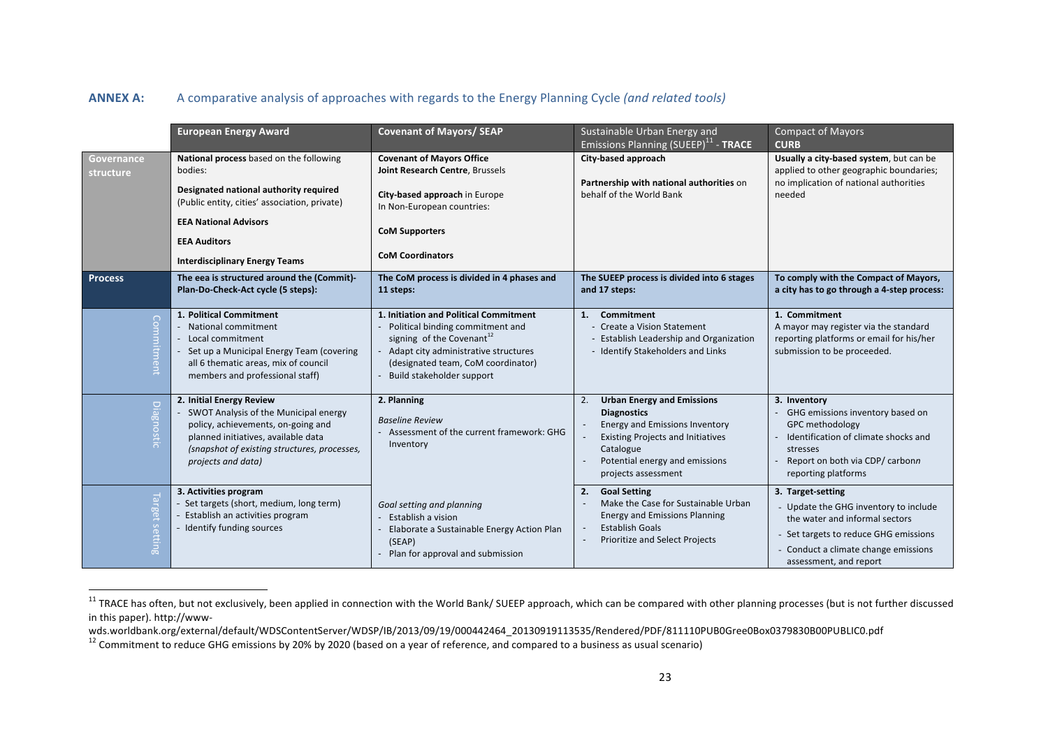**ANNEX A:** A comparative analysis of approaches with regards to the Energy Planning Cycle *(and related tools)*

| | **European Energy Award** | **Covenant of Mayors/ SEAP** | Sustainable Urban Energy and Emissions Planning (SUEEP)[11] - **TRACE** | Compact of Mayors **CURB** |
|---|---|---|---|---|
| **Governance structure** | **National process** based on the following bodies:<br>**Designated national authority required** (Public entity, cities' association, private)<br>**EEA National Advisors**<br>**EEA Auditors**<br>**Interdisciplinary Energy Teams** | **Covenant of Mayors Office**<br>**Joint Research Centre**, Brussels<br>**City-based approach** in Europe<br>In Non-European countries:<br>**CoM Supporters**<br>**CoM Coordinators** | **City-based approach**<br>**Partnership with national authorities** on behalf of the World Bank | **Usually a city-based system**, but can be applied to other geographic boundaries; no implication of national authorities needed |
| **Process** | **The eea is structured around the (Commit)-Plan-Do-Check-Act cycle (5 steps):** | **The CoM process is divided in 4 phases and 11 steps:** | **The SUEEP process is divided into 6 stages and 17 steps:** | **To comply with the Compact of Mayors, a city has to go through a 4-step process:** |
| Commitment | **1. Political Commitment**<br>- National commitment<br>- Local commitment<br>- Set up a Municipal Energy Team (covering all 6 thematic areas, mix of council members and professional staff) | **1. Initiation and Political Commitment**<br>- Political binding commitment and signing of the Covenant[12]<br>- Adapt city administrative structures (designated team, CoM coordinator)<br>- Build stakeholder support | **1. Commitment**<br>- Create a Vision Statement<br>- Establish Leadership and Organization<br>- Identify Stakeholders and Links | **1. Commitment**<br>A mayor may register via the standard reporting platforms or email for his/her submission to be proceeded. |
| Diagnostic | **2. Initial Energy Review**<br>- SWOT Analysis of the Municipal energy policy, achievements, on-going and planned initiatives, available data *(snapshot of existing structures, processes, projects and data)* | **2. Planning**<br>*Baseline Review*<br>- Assessment of the current framework: GHG Inventory | 2. **Urban Energy and Emissions Diagnostics**<br>- Energy and Emissions Inventory<br>- Existing Projects and Initiatives Catalogue<br>- Potential energy and emissions projects assessment | **3. Inventory**<br>- GHG emissions inventory based on GPC methodology<br>- Identification of climate shocks and stresses<br>- Report on both via CDP/ carbonn reporting platforms |
| Target setting | **3. Activities program**<br>- Set targets (short, medium, long term)<br>- Establish an activities program<br>- Identify funding sources | *Goal setting and planning*<br>- Establish a vision<br>- Elaborate a Sustainable Energy Action Plan (SEAP)<br>- Plan for approval and submission | **2. Goal Setting**<br>- Make the Case for Sustainable Urban Energy and Emissions Planning<br>- Establish Goals<br>- Prioritize and Select Projects | **3. Target-setting**<br>- Update the GHG inventory to include the water and informal sectors<br>- Set targets to reduce GHG emissions<br>- Conduct a climate change emissions assessment, and report |

[11] TRACE has often, but not exclusively, been applied in connection with the World Bank/ SUEEP approach, which can be compared with other planning processes (but is not further discussed in this paper). http://www-wds.worldbank.org/external/default/WDSContentServer/WDSP/IB/2013/09/19/000442464_20130919113535/Rendered/PDF/811110PUB0Gree0Box0379830B00PUBLIC0.pdf

[12] Commitment to reduce GHG emissions by 20% by 2020 (based on a year of reference, and compared to a business as usual scenario)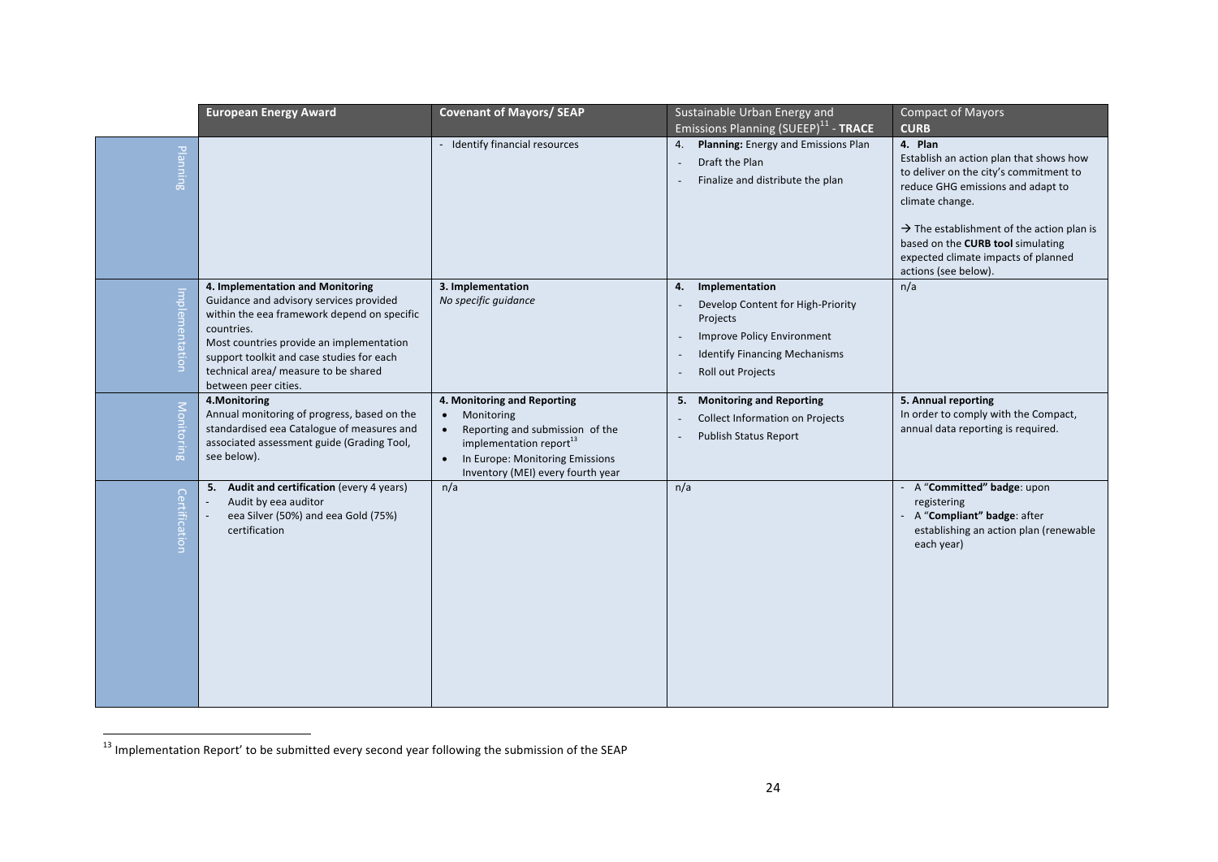| | European Energy Award | Covenant of Mayors/ SEAP | Sustainable Urban Energy and Emissions Planning (SUEEP)[11] - **TRACE** | Compact of Mayors **CURB** |
|---|---|---|---|---|
| Planning | | - Identify financial resources | 4. **Planning:** Energy and Emissions Plan<br>- Draft the Plan<br>- Finalize and distribute the plan | **4. Plan**<br>Establish an action plan that shows how to deliver on the city's commitment to reduce GHG emissions and adapt to climate change.<br><br>→ The establishment of the action plan is based on the **CURB tool** simulating expected climate impacts of planned actions (see below). |
| Implementation | **4. Implementation and Monitoring**<br>Guidance and advisory services provided within the eea framework depend on specific countries.<br>Most countries provide an implementation support toolkit and case studies for each technical area/ measure to be shared between peer cities. | **3. Implementation**<br>*No specific guidance* | **4. Implementation**<br>- Develop Content for High-Priority Projects<br>- Improve Policy Environment<br>- Identify Financing Mechanisms<br>- Roll out Projects | n/a |
| Monitoring | **4.Monitoring**<br>Annual monitoring of progress, based on the standardised eea Catalogue of measures and associated assessment guide (Grading Tool, see below). | **4. Monitoring and Reporting**<br>• Monitoring<br>• Reporting and submission of the implementation report[13]<br>• In Europe: Monitoring Emissions Inventory (MEI) every fourth year | **5. Monitoring and Reporting**<br>- Collect Information on Projects<br>- Publish Status Report | **5. Annual reporting**<br>In order to comply with the Compact, annual data reporting is required. |
| Certification | **5. Audit and certification** (every 4 years)<br>- Audit by eea auditor<br>- eea Silver (50%) and eea Gold (75%) certification | n/a | n/a | - A "**Committed" badge**: upon registering<br>- A "**Compliant" badge**: after establishing an action plan (renewable each year) |

[13] Implementation Report' to be submitted every second year following the submission of the SEAP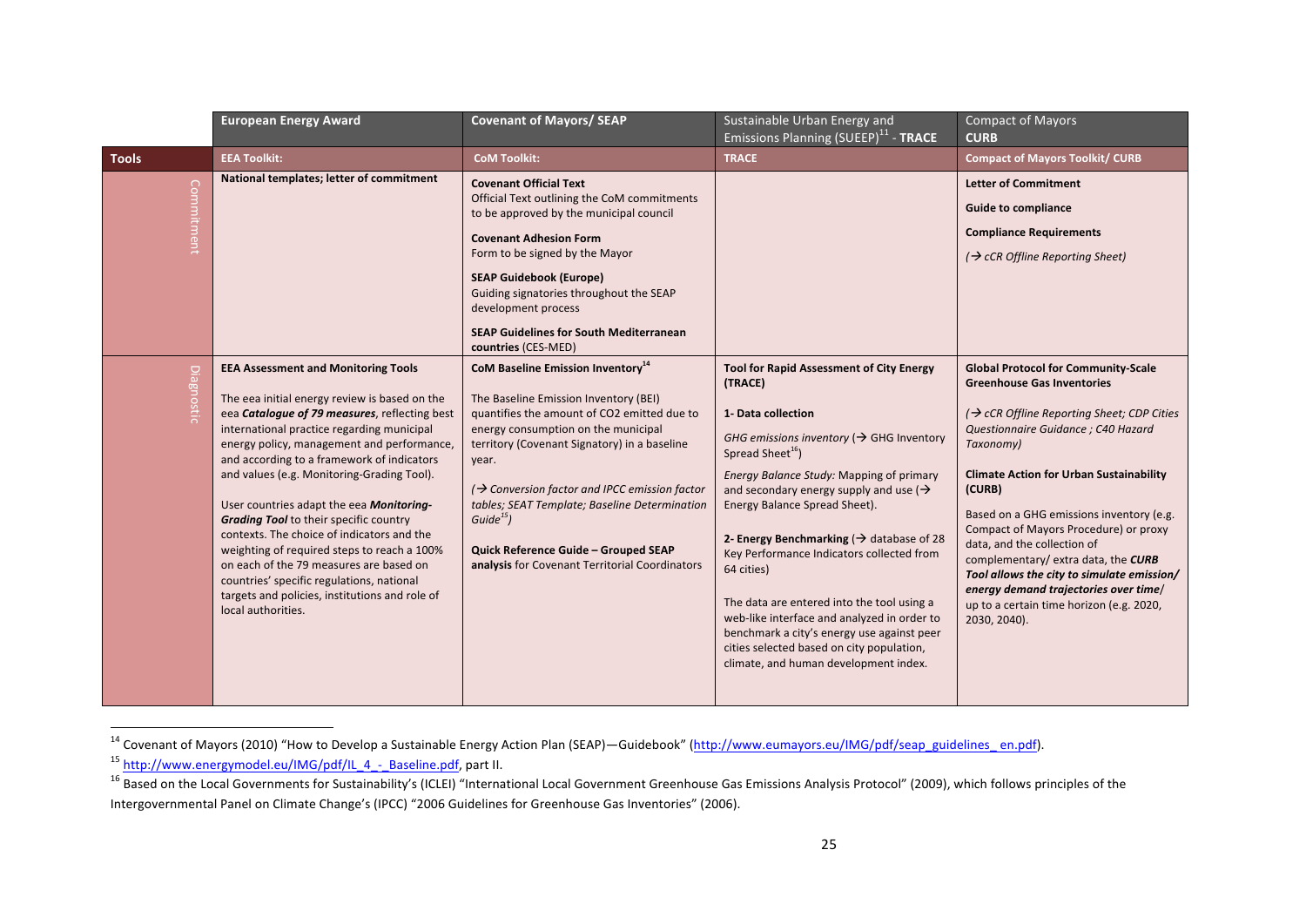| | **European Energy Award** | **Covenant of Mayors/ SEAP** | Sustainable Urban Energy and Emissions Planning (SUEEP)[11] - **TRACE** | Compact of Mayors **CURB** |
|---|---|---|---|---|
| **Tools** | **EEA Toolkit:** | **CoM Toolkit:** | **TRACE** | **Compact of Mayors Toolkit/ CURB** |
| Commitment | **National templates; letter of commitment** | **Covenant Official Text** Official Text outlining the CoM commitments to be approved by the municipal council<br><br>**Covenant Adhesion Form** Form to be signed by the Mayor<br><br>**SEAP Guidebook (Europe)** Guiding signatories throughout the SEAP development process<br><br>**SEAP Guidelines for South Mediterranean countries** (CES-MED) | | **Letter of Commitment**<br><br>**Guide to compliance**<br><br>**Compliance Requirements**<br><br>*(→ cCR Offline Reporting Sheet)* |
| Diagnostic | **EEA Assessment and Monitoring Tools**<br><br>The eea initial energy review is based on the eea ***Catalogue of 79 measures***, reflecting best international practice regarding municipal energy policy, management and performance, and according to a framework of indicators and values (e.g. Monitoring-Grading Tool).<br><br>User countries adapt the eea ***Monitoring-Grading Tool*** to their specific country contexts. The choice of indicators and the weighting of required steps to reach a 100% on each of the 79 measures are based on countries' specific regulations, national targets and policies, institutions and role of local authorities. | **CoM Baseline Emission Inventory**[14]<br><br>The Baseline Emission Inventory (BEI) quantifies the amount of CO2 emitted due to energy consumption on the municipal territory (Covenant Signatory) in a baseline year.<br><br>*(→ Conversion factor and IPCC emission factor tables; SEAT Template; Baseline Determination Guide[15])*<br><br>**Quick Reference Guide – Grouped SEAP analysis** for Covenant Territorial Coordinators | **Tool for Rapid Assessment of City Energy (TRACE)**<br><br>**1- Data collection**<br><br>*GHG emissions inventory* (→ GHG Inventory Spread Sheet[16])<br><br>*Energy Balance Study:* Mapping of primary and secondary energy supply and use (→ Energy Balance Spread Sheet).<br><br>**2- Energy Benchmarking** (→ database of 28 Key Performance Indicators collected from 64 cities)<br><br>The data are entered into the tool using a web-like interface and analyzed in order to benchmark a city's energy use against peer cities selected based on city population, climate, and human development index. | **Global Protocol for Community-Scale Greenhouse Gas Inventories**<br><br>*(→ cCR Offline Reporting Sheet; CDP Cities Questionnaire Guidance ; C40 Hazard Taxonomy)*<br><br>**Climate Action for Urban Sustainability (CURB)**<br><br>Based on a GHG emissions inventory (e.g. Compact of Mayors Procedure) or proxy data, and the collection of complementary/ extra data, the ***CURB Tool allows the city to simulate emission/ energy demand trajectories over time/*** up to a certain time horizon (e.g. 2020, 2030, 2040). |

[14] Covenant of Mayors (2010) "How to Develop a Sustainable Energy Action Plan (SEAP)—Guidebook" (http://www.eumayors.eu/IMG/pdf/seap_guidelines_ en.pdf).

[15] http://www.energymodel.eu/IMG/pdf/IL_4_-_Baseline.pdf, part II.

[16] Based on the Local Governments for Sustainability's (ICLEI) "International Local Government Greenhouse Gas Emissions Analysis Protocol" (2009), which follows principles of the Intergovernmental Panel on Climate Change's (IPCC) "2006 Guidelines for Greenhouse Gas Inventories" (2006).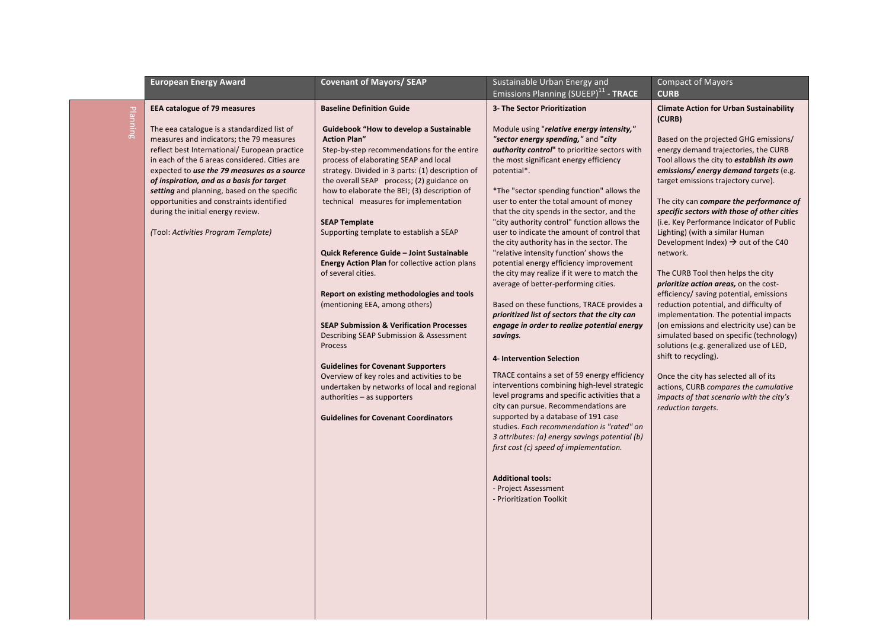| | European Energy Award | Covenant of Mayors/ SEAP | Sustainable Urban Energy and Emissions Planning (SUEEP)[11] - **TRACE** | Compact of Mayors **CURB** |
|---|---|---|---|---|
| Planning | **EEA catalogue of 79 measures**<br><br>The eea catalogue is a standardized list of measures and indicators; the 79 measures reflect best International/ European practice in each of the 6 areas considered. Cities are expected to ***use the 79 measures as a source of inspiration, and as a basis for target setting*** and planning, based on the specific opportunities and constraints identified during the initial energy review.<br><br>*(*Tool: *Activities Program Template)* | **Baseline Definition Guide**<br><br>**Guidebook "How to develop a Sustainable Action Plan"**<br>Step-by-step recommendations for the entire process of elaborating SEAP and local strategy. Divided in 3 parts: (1) description of the overall SEAP process; (2) guidance on how to elaborate the BEI; (3) description of technical measures for implementation<br><br>**SEAP Template**<br>Supporting template to establish a SEAP<br><br>**Quick Reference Guide – Joint Sustainable Energy Action Plan** for collective action plans of several cities.<br><br>**Report on existing methodologies and tools** (mentioning EEA, among others)<br><br>**SEAP Submission & Verification Processes**<br>Describing SEAP Submission & Assessment Process<br><br>**Guidelines for Covenant Supporters**<br>Overview of key roles and activities to be undertaken by networks of local and regional authorities – as supporters<br><br>**Guidelines for Covenant Coordinators** | **3- The Sector Prioritization**<br><br>Module using "***relative energy intensity," "sector energy spending,"*** and "***city authority control***" to prioritize sectors with the most significant energy efficiency potential*.<br><br>*The "sector spending function" allows the user to enter the total amount of money that the city spends in the sector, and the "city authority control" function allows the user to indicate the amount of control that the city authority has in the sector. The "relative intensity function' shows the potential energy efficiency improvement the city may realize if it were to match the average of better-performing cities.<br><br>Based on these functions, TRACE provides a ***prioritized list of sectors that the city can engage in order to realize potential energy savings****.*<br><br>**4- Intervention Selection**<br><br>TRACE contains a set of 59 energy efficiency interventions combining high-level strategic level programs and specific activities that a city can pursue. Recommendations are supported by a database of 191 case studies. *Each recommendation is "rated" on 3 attributes: (a) energy savings potential (b) first cost (c) speed of implementation.*<br><br>**Additional tools:**<br>- Project Assessment<br>- Prioritization Toolkit | **Climate Action for Urban Sustainability (CURB)**<br><br>Based on the projected GHG emissions/ energy demand trajectories, the CURB Tool allows the city to ***establish its own emissions/ energy demand targets*** (e.g. target emissions trajectory curve).<br><br>The city can ***compare the performance of specific sectors with those of other cities*** (i.e. Key Performance Indicator of Public Lighting) (with a similar Human Development Index) → out of the C40 network.<br><br>The CURB Tool then helps the city ***prioritize action areas,*** on the cost-efficiency/ saving potential, emissions reduction potential, and difficulty of implementation. The potential impacts (on emissions and electricity use) can be simulated based on specific (technology) solutions (e.g. generalized use of LED, shift to recycling).<br><br>Once the city has selected all of its actions, CURB *compares the cumulative impacts of that scenario with the city's reduction targets.* |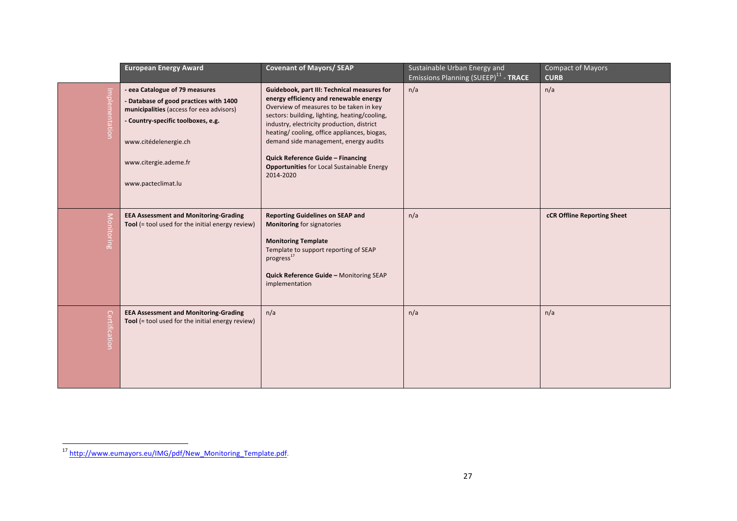| | **European Energy Award** | **Covenant of Mayors/ SEAP** | Sustainable Urban Energy and Emissions Planning (SUEEP)[11] - **TRACE** | Compact of Mayors **CURB** |
|---|---|---|---|---|
| Implementation | - **eea Catalogue of 79 measures**<br>- **Database of good practices with 1400 municipalities** (access for eea advisors)<br>- **Country-specific toolboxes, e.g.**<br><br>www.citédelenergie.ch<br><br>www.citergie.ademe.fr<br><br>www.pacteclimat.lu | **Guidebook, part III: Technical measures for energy efficiency and renewable energy**<br>Overview of measures to be taken in key sectors: building, lighting, heating/cooling, industry, electricity production, district heating/ cooling, office appliances, biogas, demand side management, energy audits<br><br>**Quick Reference Guide – Financing Opportunities** for Local Sustainable Energy 2014-2020 | n/a | n/a |
| Monitoring | **EEA Assessment and Monitoring-Grading Tool** (= tool used for the initial energy review) | **Reporting Guidelines on SEAP and Monitoring** for signatories<br><br>**Monitoring Template**<br>Template to support reporting of SEAP progress[17]<br><br>**Quick Reference Guide –** Monitoring SEAP implementation | n/a | **cCR Offline Reporting Sheet** |
| Certification | **EEA Assessment and Monitoring-Grading Tool** (= tool used for the initial energy review) | n/a | n/a | n/a |

[17] http://www.eumayors.eu/IMG/pdf/New_Monitoring_Template.pdf.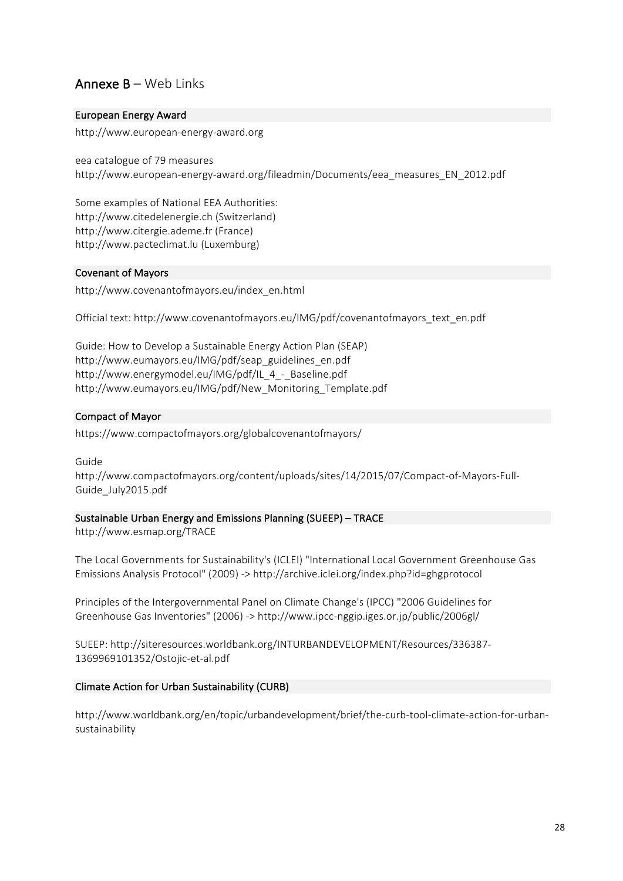## **Annexe B** – Web Links

### European Energy Award

http://www.european-energy-award.org

eea catalogue of 79 measures
http://www.european-energy-award.org/fileadmin/Documents/eea_measures_EN_2012.pdf

Some examples of National EEA Authorities:
http://www.citedelenergie.ch (Switzerland)
http://www.citergie.ademe.fr (France)
http://www.pacteclimat.lu (Luxemburg)

### Covenant of Mayors

http://www.covenantofmayors.eu/index_en.html

Official text: http://www.covenantofmayors.eu/IMG/pdf/covenantofmayors_text_en.pdf

Guide: How to Develop a Sustainable Energy Action Plan (SEAP)
http://www.eumayors.eu/IMG/pdf/seap_guidelines_en.pdf
http://www.energymodel.eu/IMG/pdf/IL_4_-_Baseline.pdf
http://www.eumayors.eu/IMG/pdf/New_Monitoring_Template.pdf

### Compact of Mayor

https://www.compactofmayors.org/globalcovenantofmayors/

Guide
http://www.compactofmayors.org/content/uploads/sites/14/2015/07/Compact-of-Mayors-Full-Guide_July2015.pdf

### Sustainable Urban Energy and Emissions Planning (SUEEP) – TRACE

http://www.esmap.org/TRACE

The Local Governments for Sustainability's (ICLEI) "International Local Government Greenhouse Gas Emissions Analysis Protocol" (2009) -> http://archive.iclei.org/index.php?id=ghgprotocol

Principles of the Intergovernmental Panel on Climate Change's (IPCC) "2006 Guidelines for Greenhouse Gas Inventories" (2006) -> http://www.ipcc-nggip.iges.or.jp/public/2006gl/

SUEEP: http://siteresources.worldbank.org/INTURBANDEVELOPMENT/Resources/336387-1369969101352/Ostojic-et-al.pdf

### Climate Action for Urban Sustainability (CURB)

http://www.worldbank.org/en/topic/urbandevelopment/brief/the-curb-tool-climate-action-for-urban-sustainability